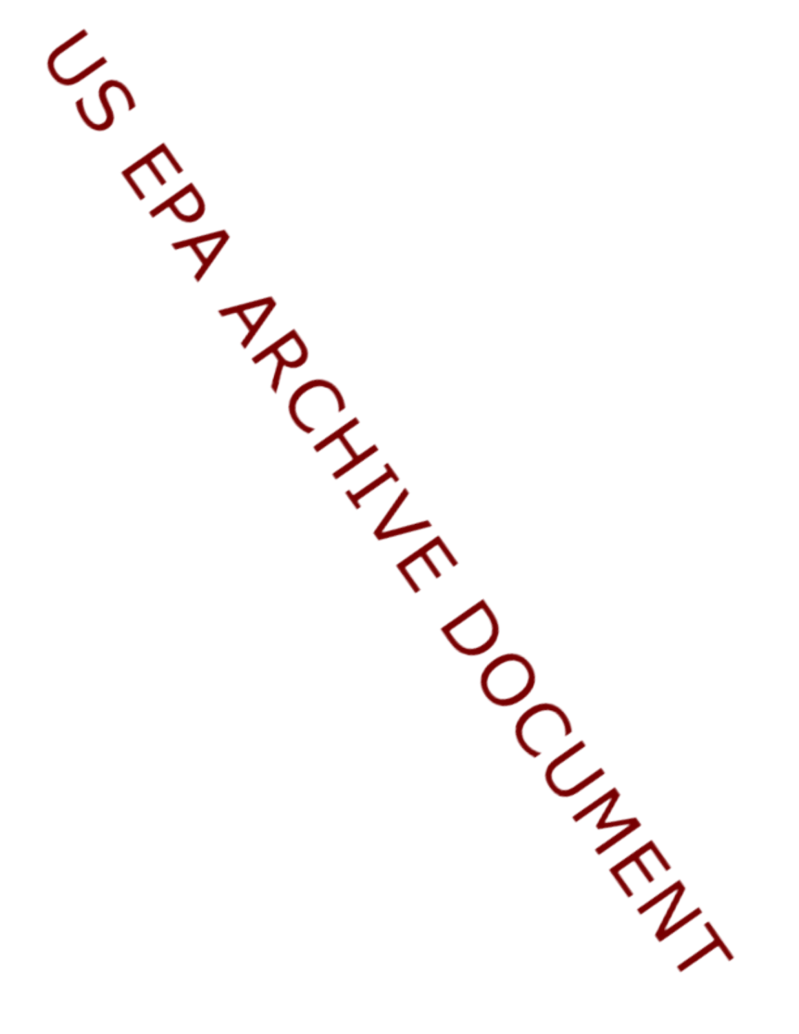US EPA ARCHIVE DOCUMENT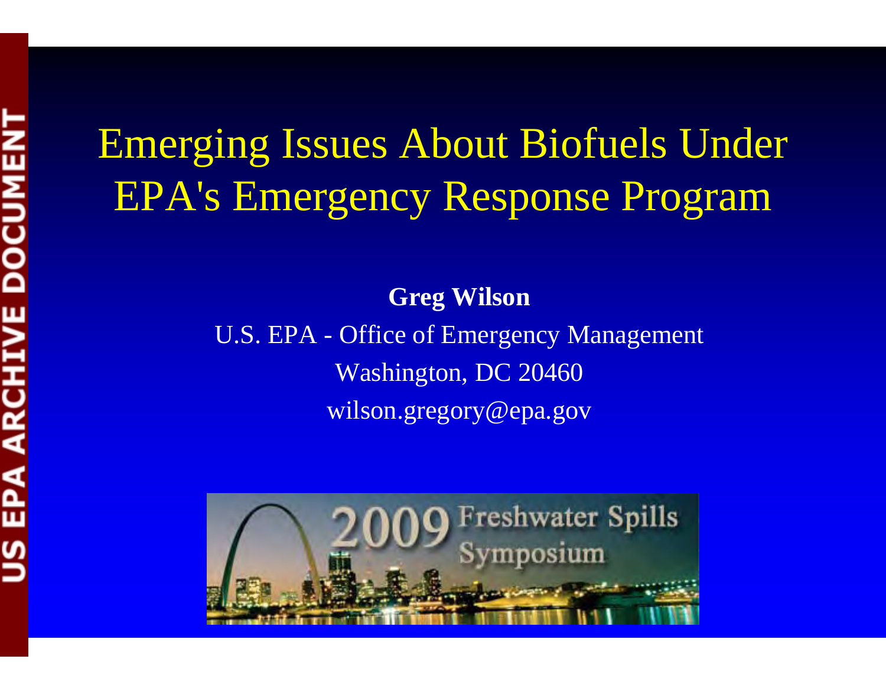# Emerging Issues About Biofuels Under EPA's Emergency Response Program

**Greg Wilson**

U.S. EPA - Office of Emergency Management

Washington, DC 20460

wilson.gregory@epa.gov

2009 Freshwater Spills Symposium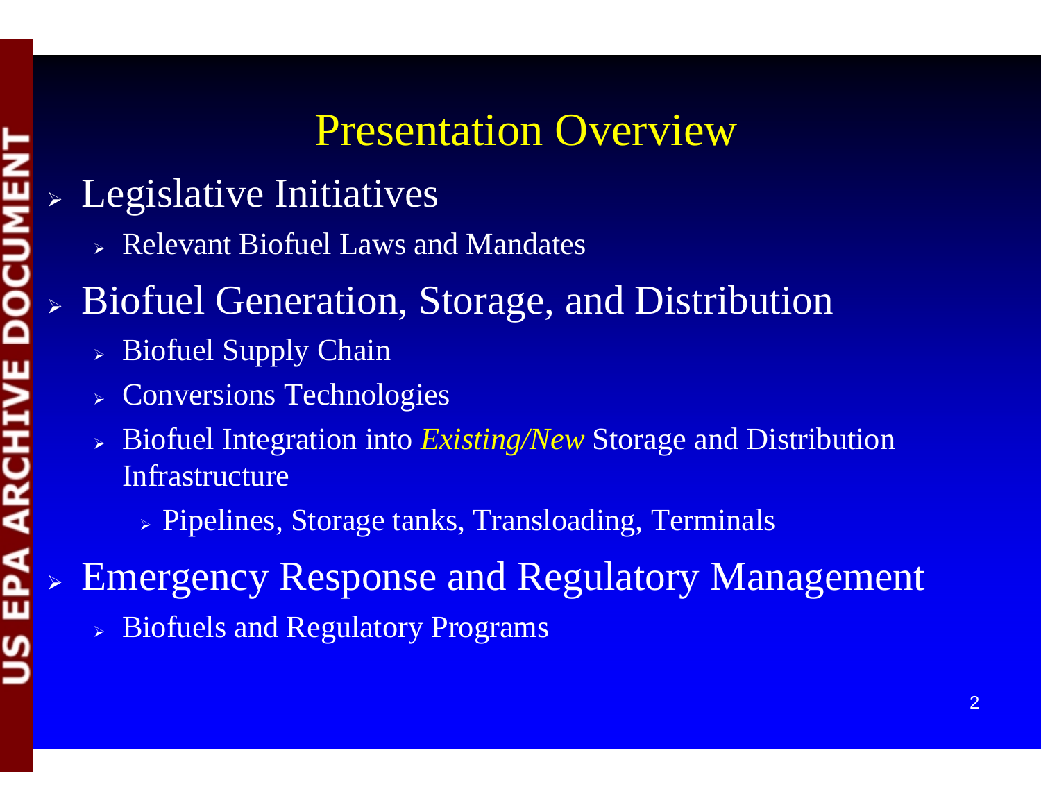# Presentation Overview

- Legislative Initiatives
  - Relevant Biofuel Laws and Mandates
- Biofuel Generation, Storage, and Distribution
  - Biofuel Supply Chain
  - Conversions Technologies
  - Biofuel Integration into *Existing/New* Storage and Distribution Infrastructure
    - Pipelines, Storage tanks, Transloading, Terminals
- Emergency Response and Regulatory Management
  - Biofuels and Regulatory Programs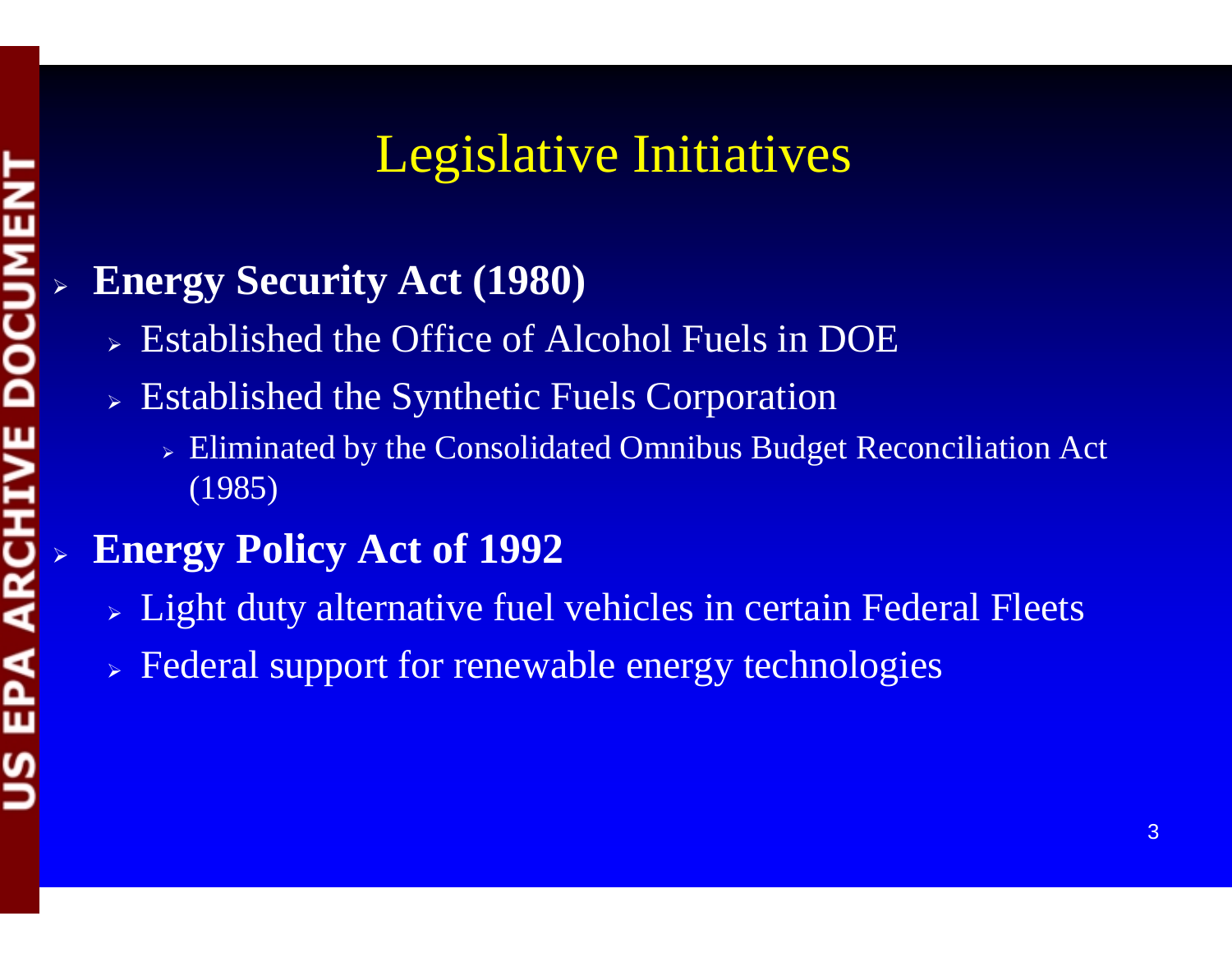# Legislative Initiatives

- **Energy Security Act (1980)**
  - Established the Office of Alcohol Fuels in DOE
  - Established the Synthetic Fuels Corporation
    - Eliminated by the Consolidated Omnibus Budget Reconciliation Act (1985)
- **Energy Policy Act of 1992**
  - Light duty alternative fuel vehicles in certain Federal Fleets
  - Federal support for renewable energy technologies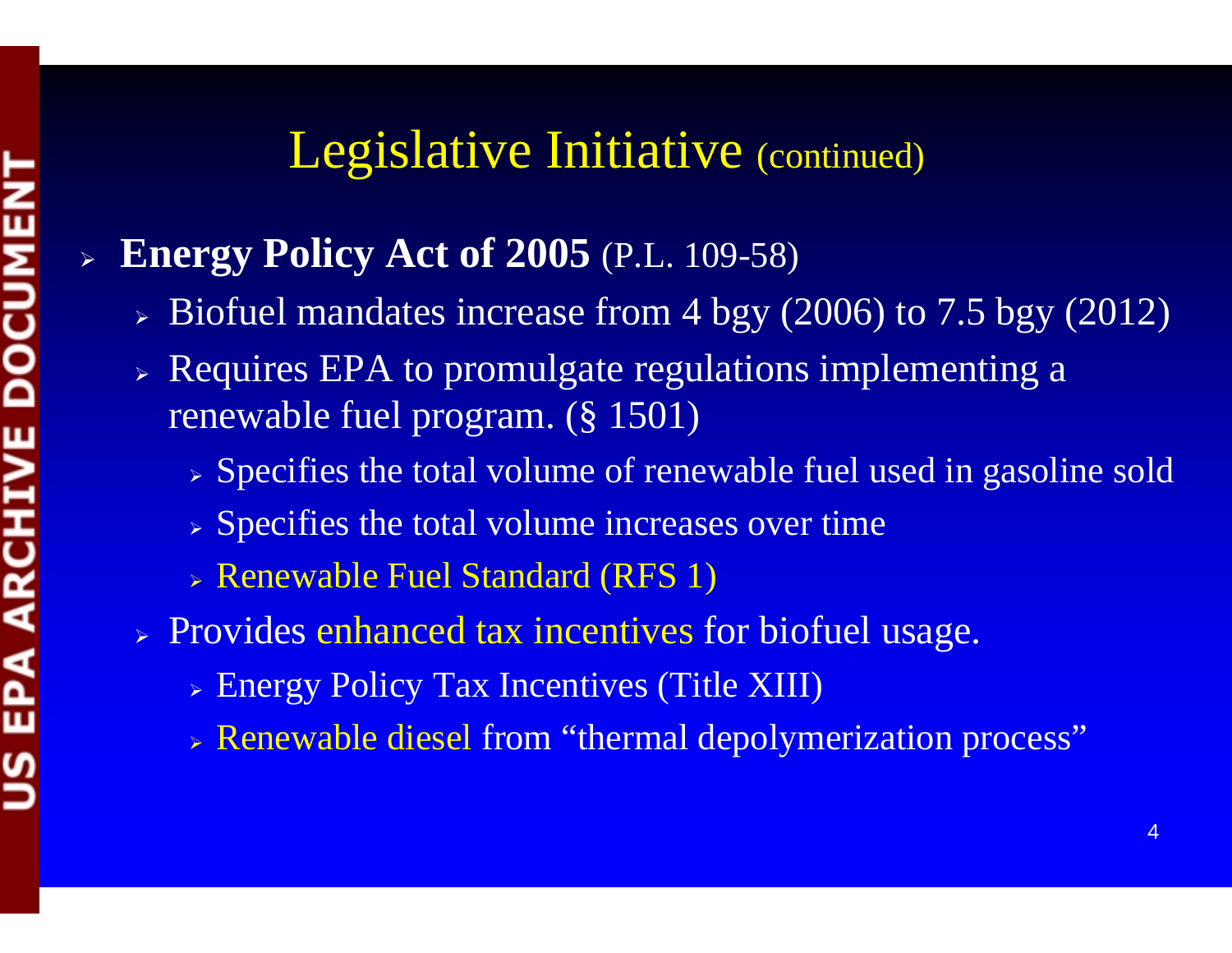# Legislative Initiative (continued)

- **Energy Policy Act of 2005** (P.L. 109-58)
  - Biofuel mandates increase from 4 bgy (2006) to 7.5 bgy (2012)
  - Requires EPA to promulgate regulations implementing a renewable fuel program. (§ 1501)
    - Specifies the total volume of renewable fuel used in gasoline sold
    - Specifies the total volume increases over time
    - Renewable Fuel Standard (RFS 1)
  - Provides enhanced tax incentives for biofuel usage.
    - Energy Policy Tax Incentives (Title XIII)
    - Renewable diesel from "thermal depolymerization process"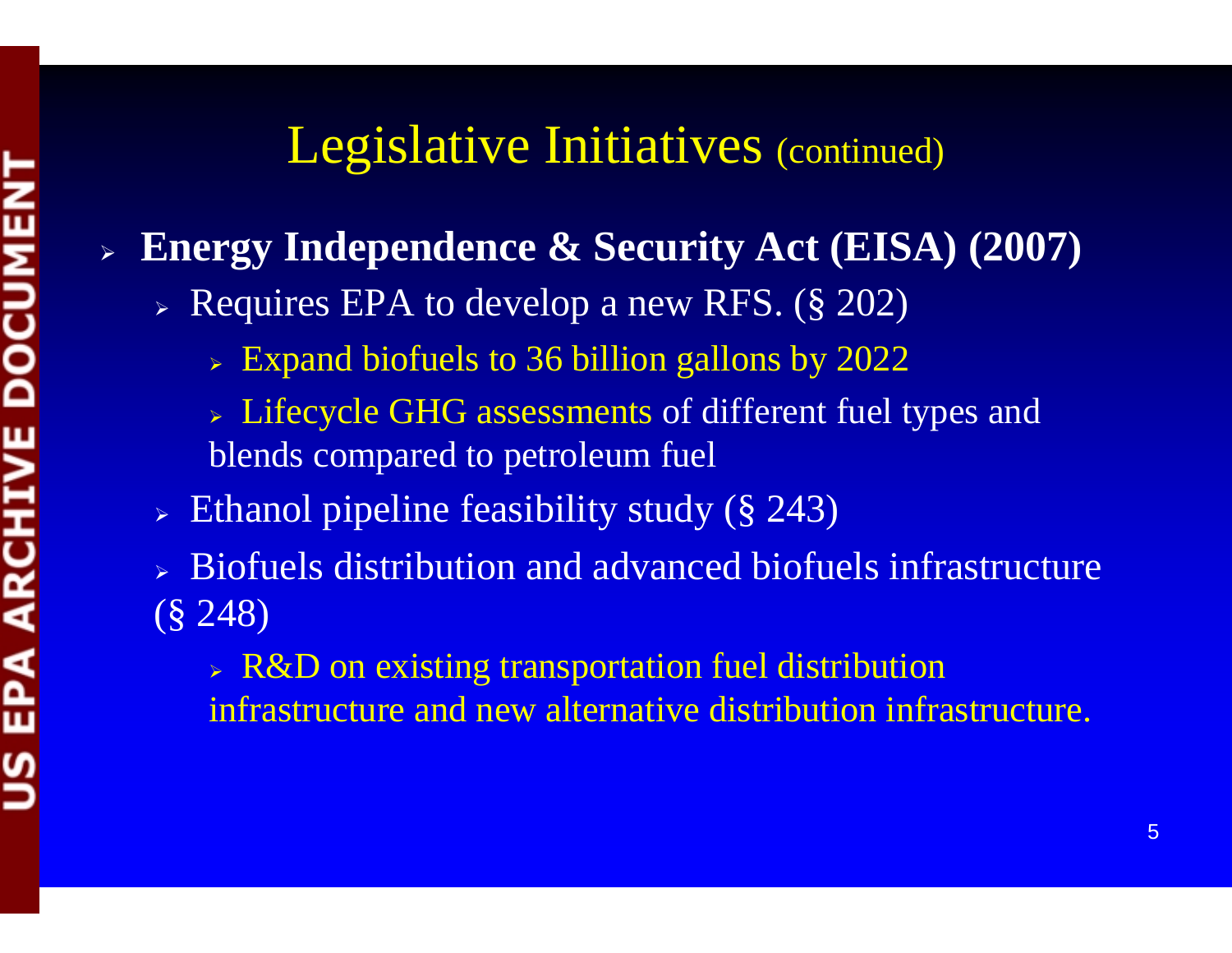# Legislative Initiatives (continued)

- **Energy Independence & Security Act (EISA) (2007)**
  - Requires EPA to develop a new RFS. (§ 202)
    - Expand biofuels to 36 billion gallons by 2022
    - Lifecycle GHG assessments of different fuel types and blends compared to petroleum fuel
  - Ethanol pipeline feasibility study (§ 243)
  - Biofuels distribution and advanced biofuels infrastructure (§ 248)
    - R&D on existing transportation fuel distribution infrastructure and new alternative distribution infrastructure.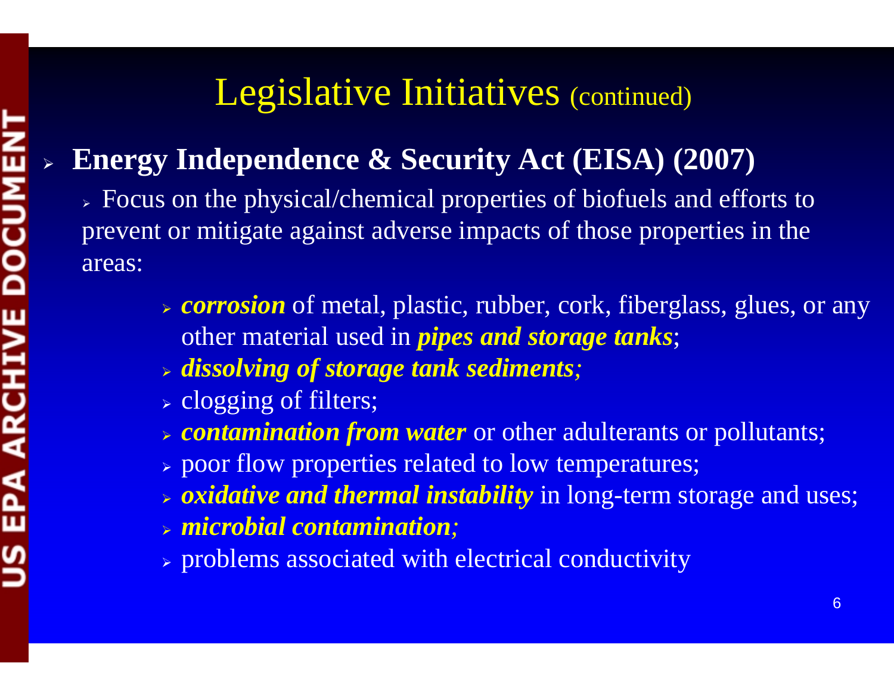# Legislative Initiatives (continued)

- **Energy Independence & Security Act (EISA) (2007)**
  - Focus on the physical/chemical properties of biofuels and efforts to prevent or mitigate against adverse impacts of those properties in the areas:
    - ***corrosion*** of metal, plastic, rubber, cork, fiberglass, glues, or any other material used in ***pipes and storage tanks***;
    - ***dissolving of storage tank sediments;***
    - clogging of filters;
    - ***contamination from water*** or other adulterants or pollutants;
    - poor flow properties related to low temperatures;
    - ***oxidative and thermal instability*** in long-term storage and uses;
    - ***microbial contamination;***
    - problems associated with electrical conductivity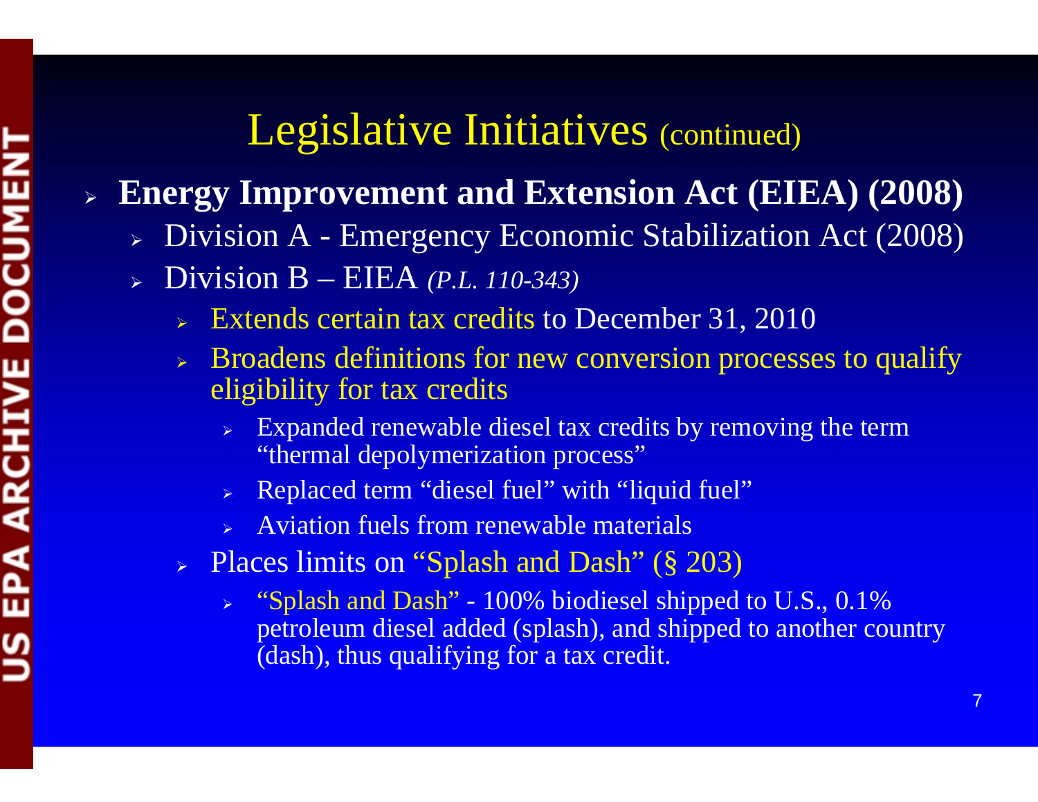# Legislative Initiatives (continued)

- **Energy Improvement and Extension Act (EIEA) (2008)**
  - Division A - Emergency Economic Stabilization Act (2008)
  - Division B – EIEA *(P.L. 110-343)*
    - Extends certain tax credits to December 31, 2010
    - Broadens definitions for new conversion processes to qualify eligibility for tax credits
      - Expanded renewable diesel tax credits by removing the term "thermal depolymerization process"
      - Replaced term "diesel fuel" with "liquid fuel"
      - Aviation fuels from renewable materials
    - Places limits on "Splash and Dash" (§ 203)
      - "Splash and Dash" - 100% biodiesel shipped to U.S., 0.1% petroleum diesel added (splash), and shipped to another country (dash), thus qualifying for a tax credit.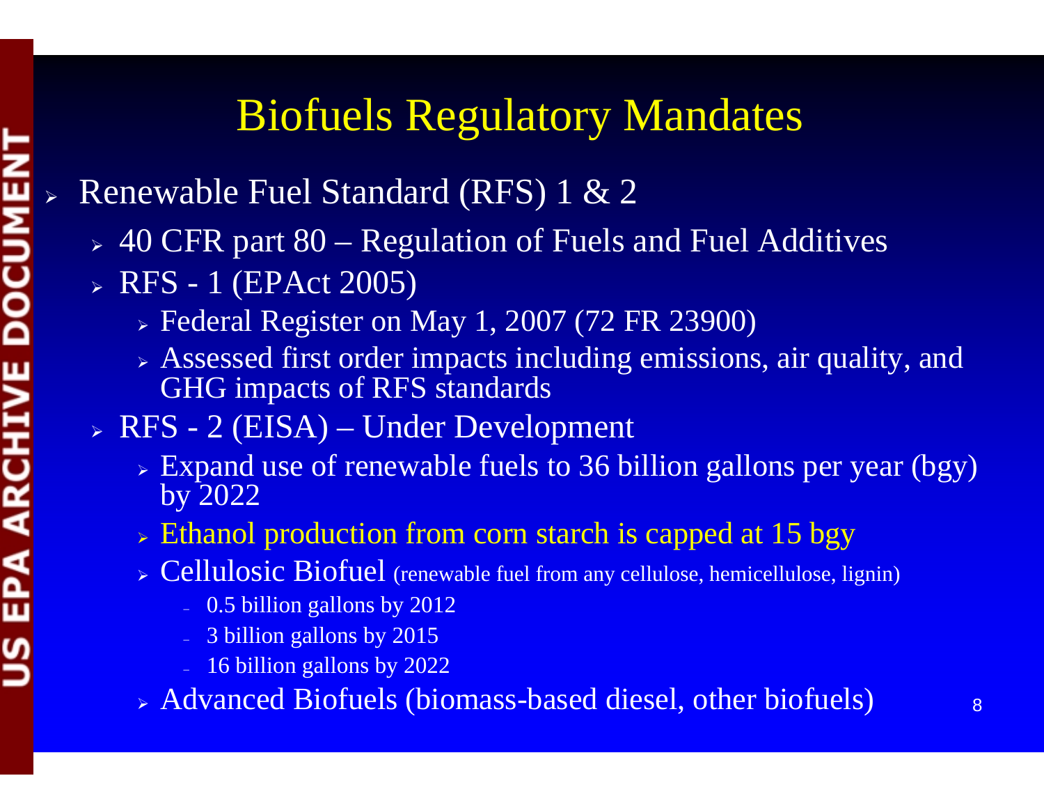# Biofuels Regulatory Mandates

- Renewable Fuel Standard (RFS) 1 & 2
  - 40 CFR part 80 – Regulation of Fuels and Fuel Additives
  - RFS - 1 (EPAct 2005)
    - Federal Register on May 1, 2007 (72 FR 23900)
    - Assessed first order impacts including emissions, air quality, and GHG impacts of RFS standards
  - RFS - 2 (EISA) – Under Development
    - Expand use of renewable fuels to 36 billion gallons per year (bgy) by 2022
    - Ethanol production from corn starch is capped at 15 bgy
    - Cellulosic Biofuel (renewable fuel from any cellulose, hemicellulose, lignin)
      - 0.5 billion gallons by 2012
      - 3 billion gallons by 2015
      - 16 billion gallons by 2022
    - Advanced Biofuels (biomass-based diesel, other biofuels)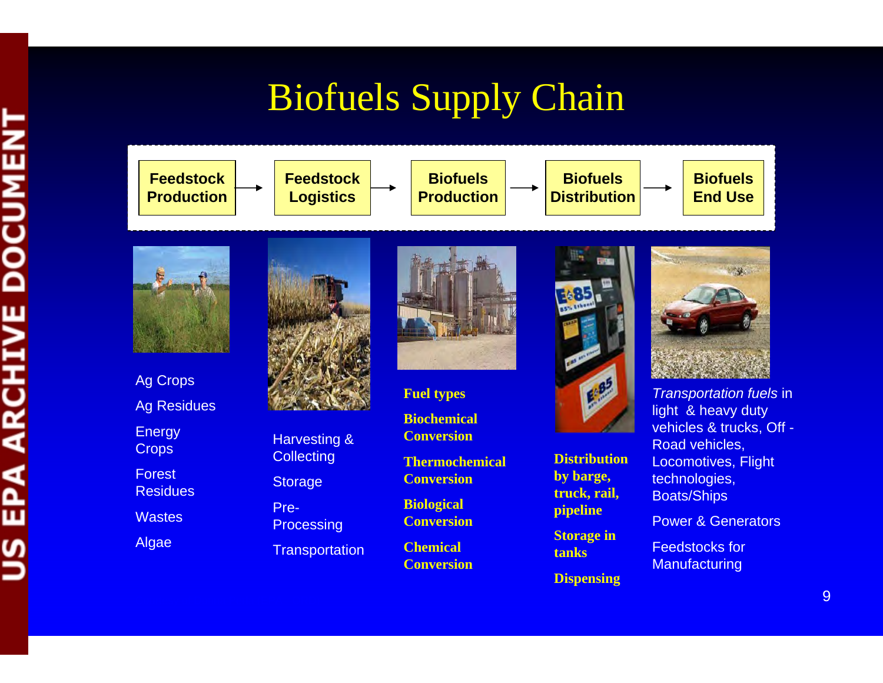# Biofuels Supply Chain

Feedstock Production → Feedstock Logistics → Biofuels Production → Biofuels Distribution → Biofuels End Use

| Feedstock Production | Feedstock Logistics | Biofuels Production | Biofuels Distribution | Biofuels End Use |
| --- | --- | --- | --- | --- |
| Ag Crops<br>Ag Residues<br>Energy Crops<br>Forest Residues<br>Wastes<br>Algae | Harvesting & Collecting<br>Storage<br>Pre-Processing<br>Transportation | **Fuel types**<br>**Biochemical Conversion**<br>**Thermochemical Conversion**<br>**Biological Conversion**<br>**Chemical Conversion** | **Distribution by barge, truck, rail, pipeline**<br>**Storage in tanks**<br>**Dispensing** | *Transportation fuels* in light & heavy duty vehicles & trucks, Off - Road vehicles, Locomotives, Flight technologies, Boats/Ships<br>Power & Generators<br>Feedstocks for Manufacturing |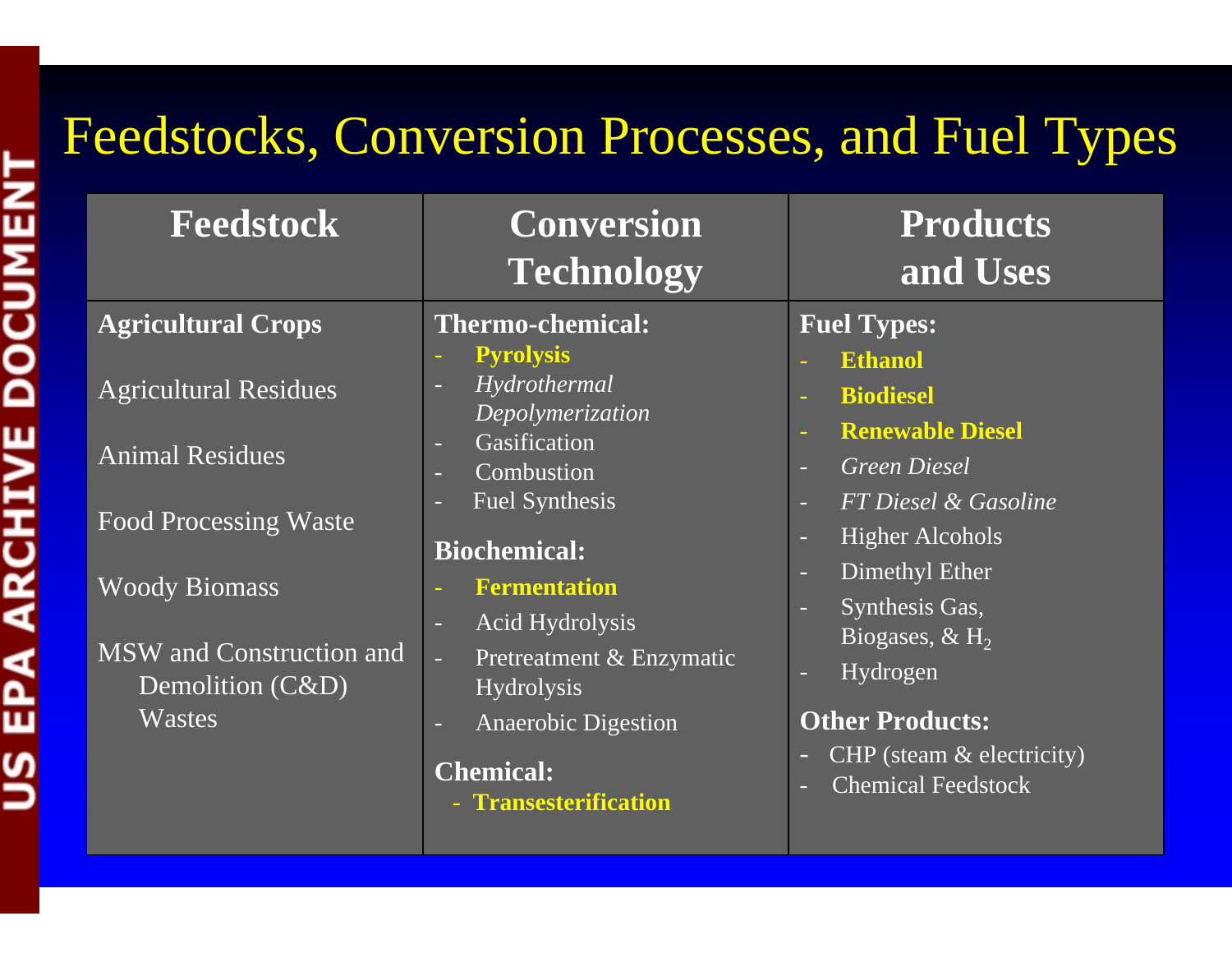# Feedstocks, Conversion Processes, and Fuel Types

| Feedstock | Conversion Technology | Products and Uses |
| --- | --- | --- |
| **Agricultural Crops**<br><br>Agricultural Residues<br><br>Animal Residues<br><br>Food Processing Waste<br><br>Woody Biomass<br><br>MSW and Construction and Demolition (C&D) Wastes | **Thermo-chemical:**<br>- **Pyrolysis**<br>- *Hydrothermal Depolymerization*<br>- Gasification<br>- Combustion<br>- Fuel Synthesis<br><br>**Biochemical:**<br>- **Fermentation**<br>- Acid Hydrolysis<br>- Pretreatment & Enzymatic Hydrolysis<br>- Anaerobic Digestion<br><br>**Chemical:**<br>- **Transesterification** | **Fuel Types:**<br>- **Ethanol**<br>- **Biodiesel**<br>- **Renewable Diesel**<br>- *Green Diesel*<br>- *FT Diesel & Gasoline*<br>- Higher Alcohols<br>- Dimethyl Ether<br>- Synthesis Gas, Biogases, & $H_2$<br>- Hydrogen<br><br>**Other Products:**<br>- CHP (steam & electricity)<br>- Chemical Feedstock |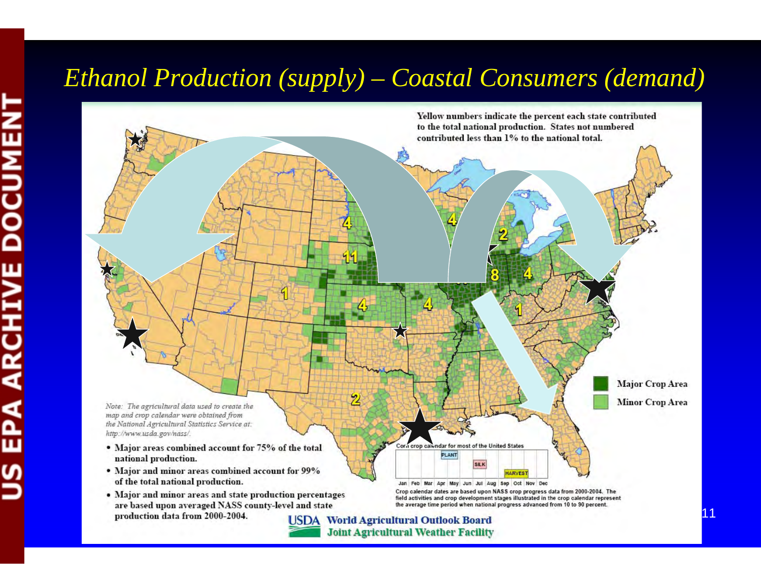# Ethanol Production (supply) – Coastal Consumers (demand)

Yellow numbers indicate the percent each state contributed to the total national production. States not numbered contributed less than 1% to the national total.

Major Crop Area

Minor Crop Area

*Note: The agricultural data used to create the map and crop calendar were obtained from the National Agricultural Statistics Service at: http://www.usda.gov/nass/.*

- Major areas combined account for 75% of the total national production.
- Major and minor areas combined account for 99% of the total national production.
- Major and minor areas and state production percentages are based upon averaged NASS county-level and state production data from 2000-2004.

Corn crop calendar for most of the United States

PLANT · SILK · HARVEST

Jan Feb Mar Apr May Jun Jul Aug Sep Oct Nov Dec

Crop calendar dates are based upon NASS crop progress data from 2000-2004. The field activities and crop development stages illustrated in the crop calendar represent the average time period when national progress advanced from 10 to 90 percent.

USDA World Agricultural Outlook Board
Joint Agricultural Weather Facility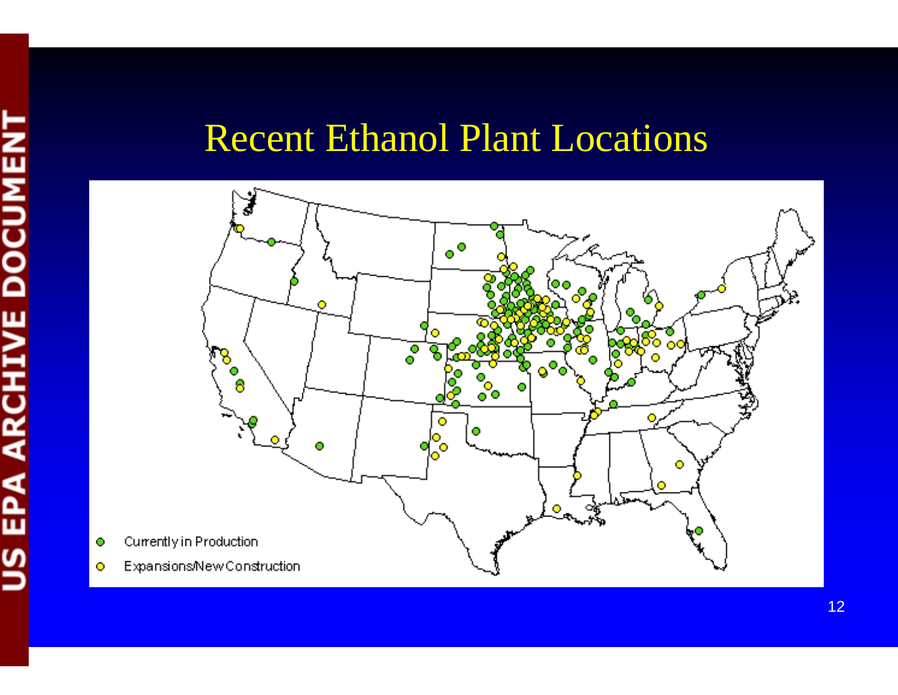# Recent Ethanol Plant Locations

- Currently in Production
- Expansions/New Construction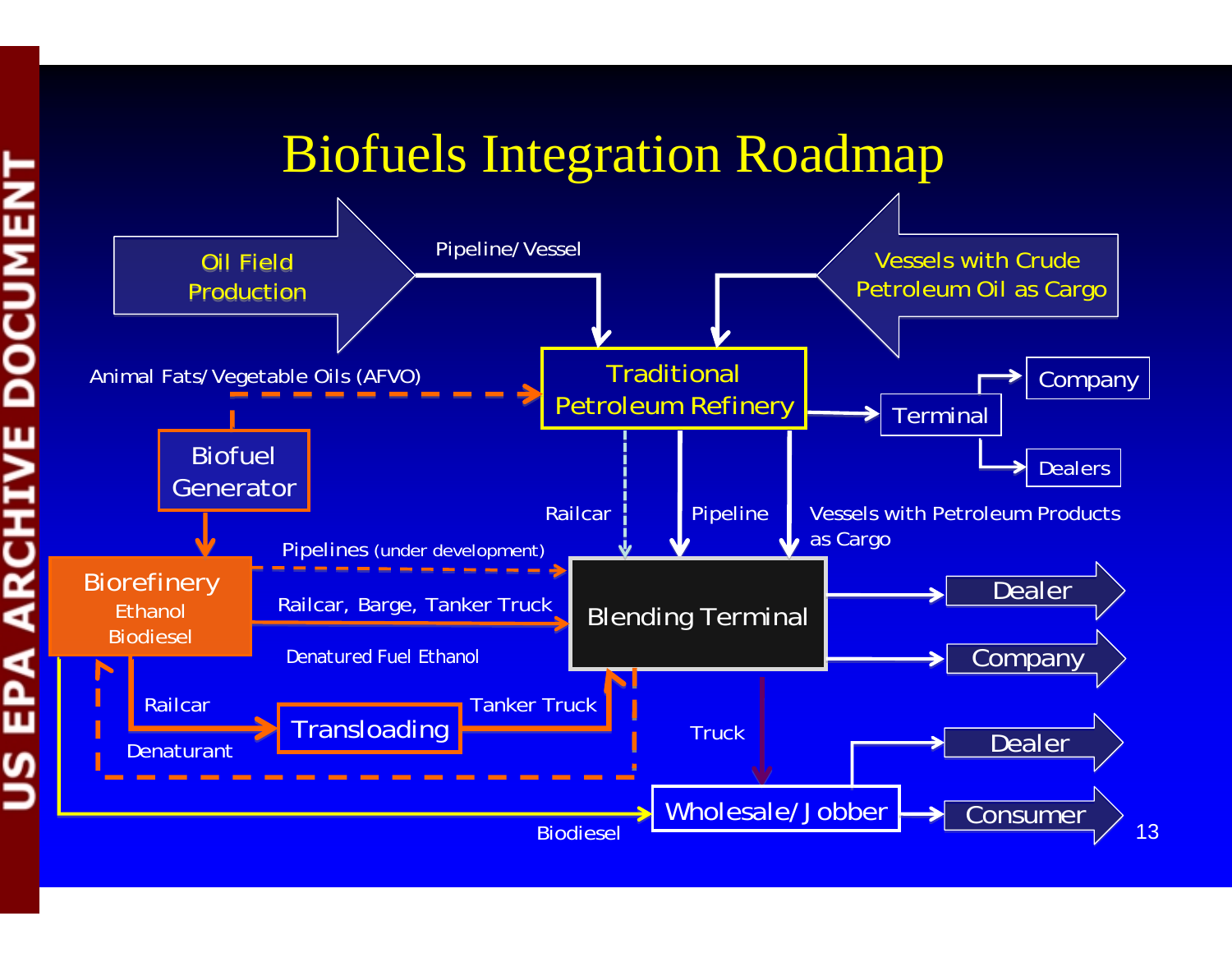# Biofuels Integration Roadmap

Oil Field Production

Pipeline/ Vessel

Vessels with Crude Petroleum Oil as Cargo

Animal Fats/ Vegetable Oils (AFVO)

Traditional Petroleum Refinery

Terminal

Company

Dealers

Biofuel Generator

Railcar

Pipeline

Vessels with Petroleum Products as Cargo

Pipelines (under development)

Biorefinery
Ethanol
Biodiesel

Railcar, Barge, Tanker Truck

Blending Terminal

Dealer

Company

Denatured Fuel Ethanol

Railcar

Transloading

Tanker Truck

Truck

Denaturant

Dealer

Wholesale/ Jobber

Consumer

Biodiesel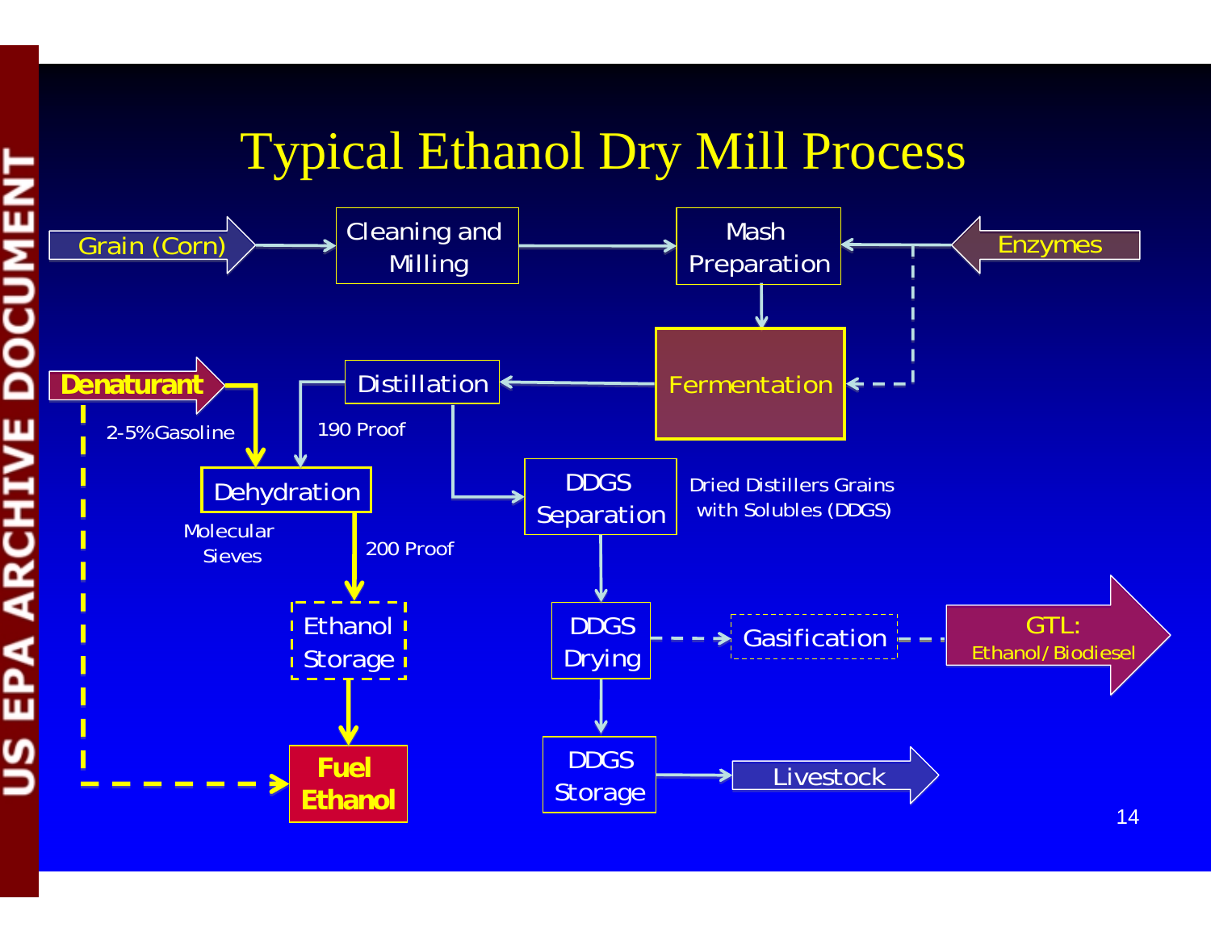# Typical Ethanol Dry Mill Process

Grain (Corn) → Cleaning and Milling → Mash Preparation ← Enzymes

Mash Preparation → Fermentation ← Enzymes

Fermentation → Distillation

Distillation → 190 Proof → Dehydration (Molecular Sieves)

Denaturant (2-5% Gasoline) → Dehydration

Dehydration → 200 Proof → Ethanol Storage → Fuel Ethanol

Denaturant → Fuel Ethanol

Distillation → DDGS Separation (Dried Distillers Grains with Solubles (DDGS))

DDGS Separation → DDGS Drying → DDGS Storage → Livestock

DDGS Drying → Gasification → GTL: Ethanol/Biodiesel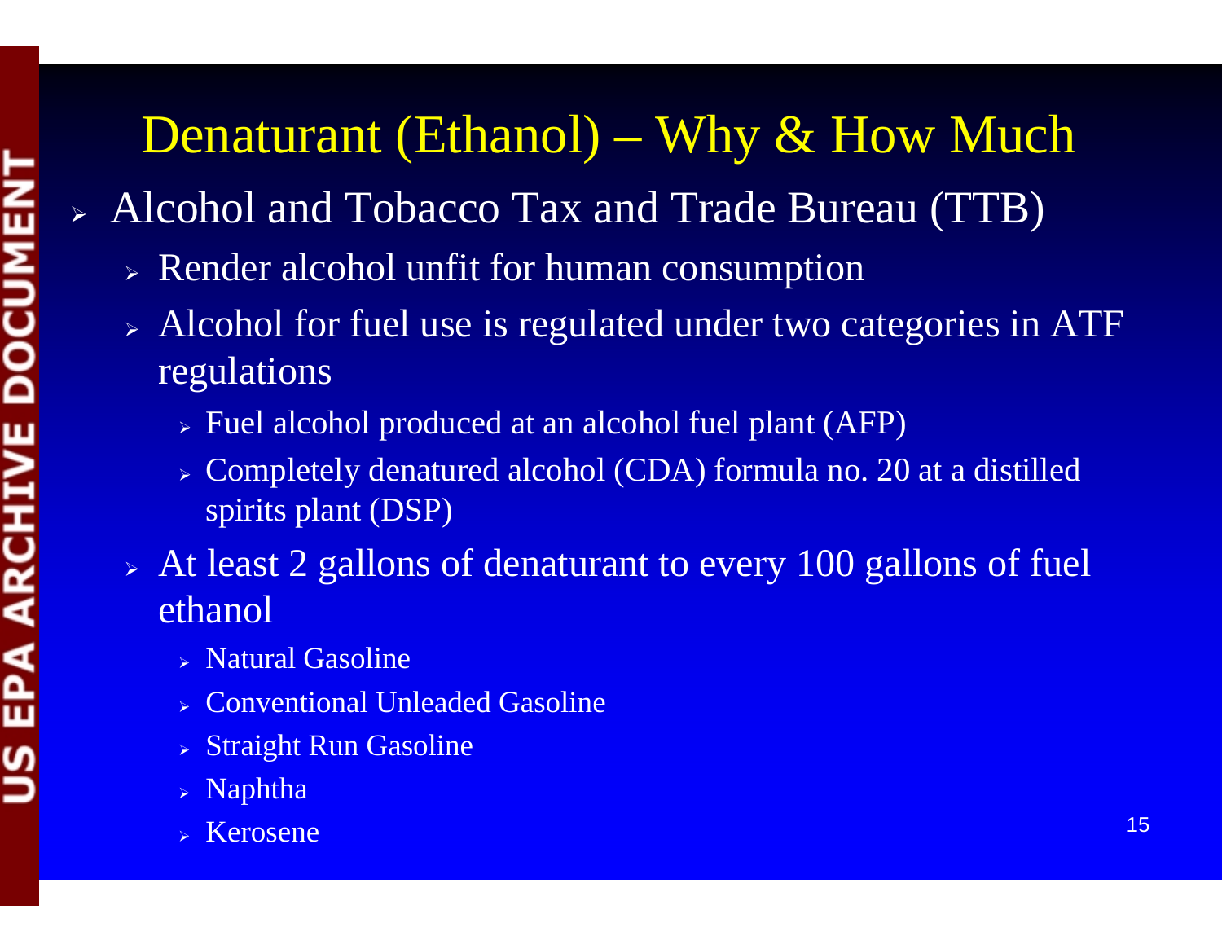# Denaturant (Ethanol) – Why & How Much

- Alcohol and Tobacco Tax and Trade Bureau (TTB)
  - Render alcohol unfit for human consumption
  - Alcohol for fuel use is regulated under two categories in ATF regulations
    - Fuel alcohol produced at an alcohol fuel plant (AFP)
    - Completely denatured alcohol (CDA) formula no. 20 at a distilled spirits plant (DSP)
  - At least 2 gallons of denaturant to every 100 gallons of fuel ethanol
    - Natural Gasoline
    - Conventional Unleaded Gasoline
    - Straight Run Gasoline
    - Naphtha
    - Kerosene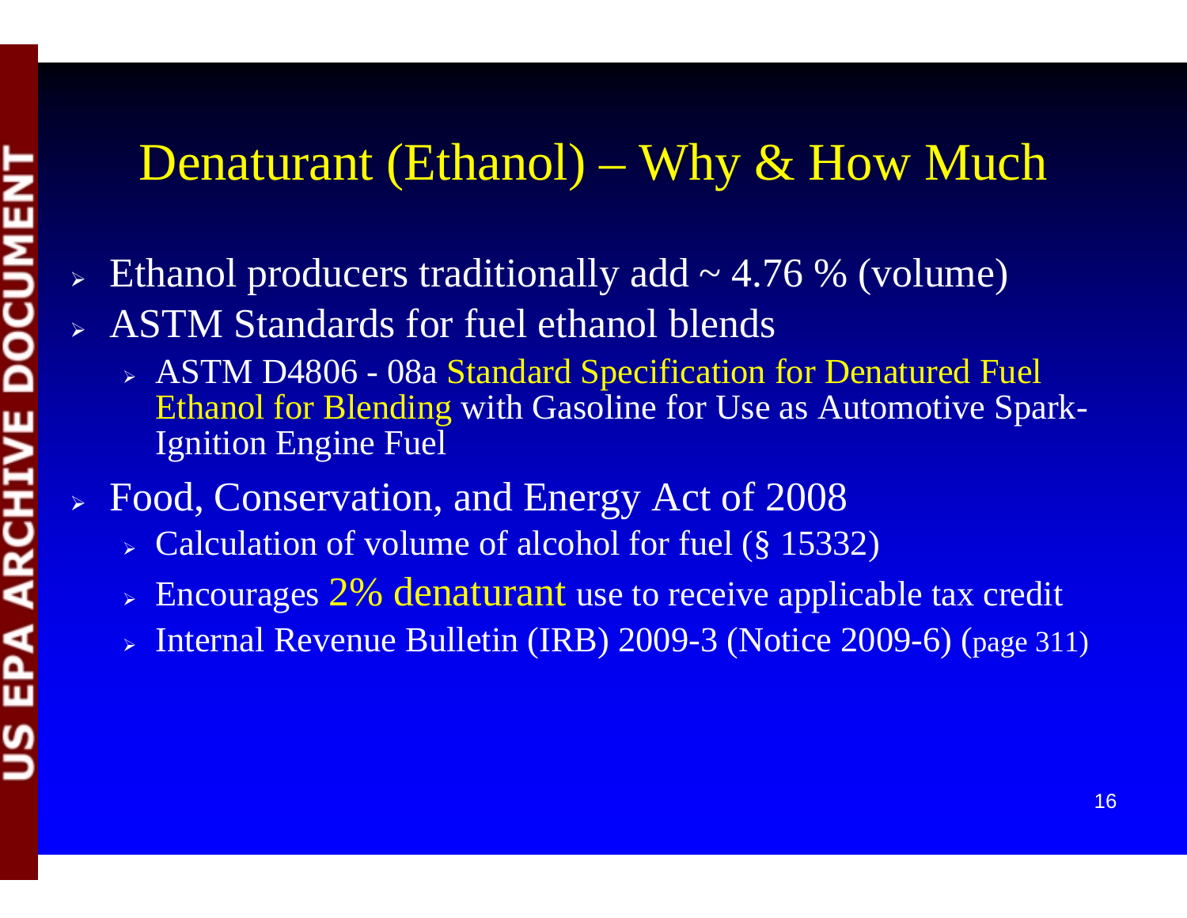# Denaturant (Ethanol) – Why & How Much

- Ethanol producers traditionally add ~ 4.76 % (volume)
- ASTM Standards for fuel ethanol blends
  - ASTM D4806 - 08a Standard Specification for Denatured Fuel Ethanol for Blending with Gasoline for Use as Automotive Spark-Ignition Engine Fuel
- Food, Conservation, and Energy Act of 2008
  - Calculation of volume of alcohol for fuel (§ 15332)
  - Encourages 2% denaturant use to receive applicable tax credit
  - Internal Revenue Bulletin (IRB) 2009-3 (Notice 2009-6) (page 311)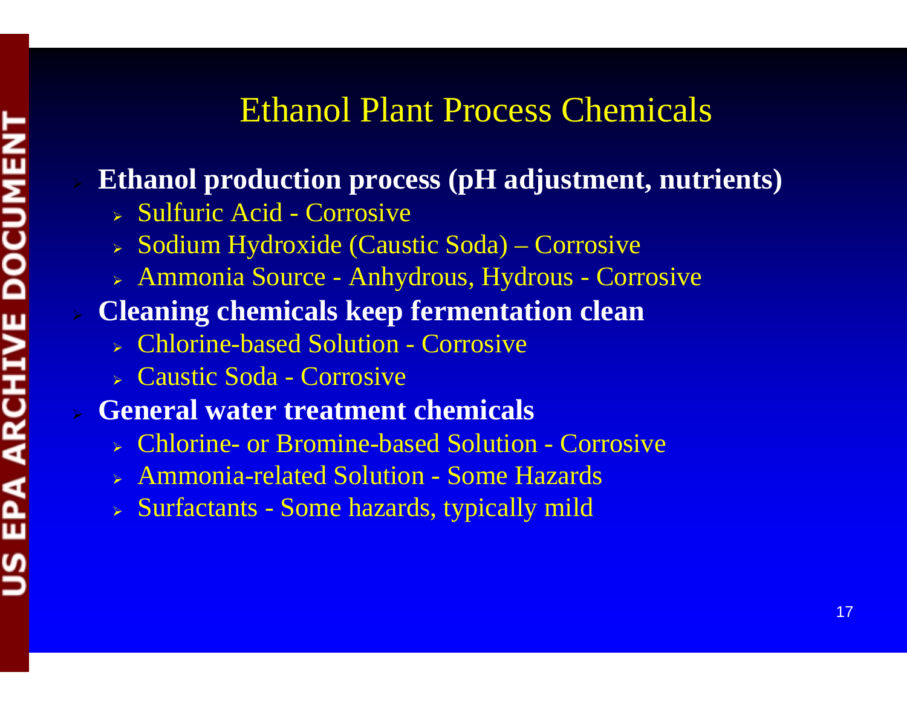# Ethanol Plant Process Chemicals

- **Ethanol production process (pH adjustment, nutrients)**
  - Sulfuric Acid - Corrosive
  - Sodium Hydroxide (Caustic Soda) – Corrosive
  - Ammonia Source - Anhydrous, Hydrous - Corrosive
- **Cleaning chemicals keep fermentation clean**
  - Chlorine-based Solution - Corrosive
  - Caustic Soda - Corrosive
- **General water treatment chemicals**
  - Chlorine- or Bromine-based Solution - Corrosive
  - Ammonia-related Solution - Some Hazards
  - Surfactants - Some hazards, typically mild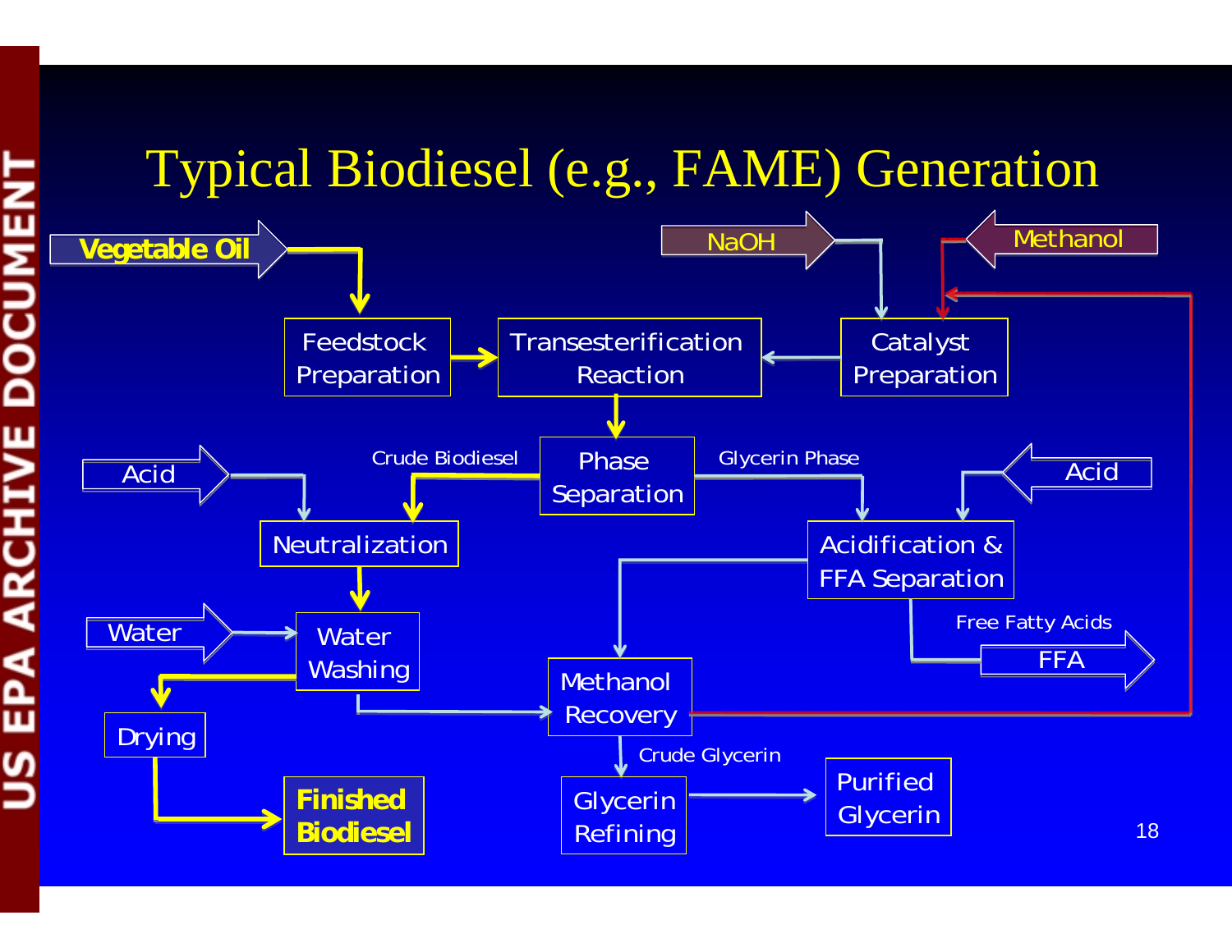# Typical Biodiesel (e.g., FAME) Generation

- **Vegetable Oil** → Feedstock Preparation → Transesterification Reaction
- NaOH → Catalyst Preparation
- Methanol → Catalyst Preparation
- Catalyst Preparation → Transesterification Reaction
- Transesterification Reaction → Phase Separation
- Phase Separation → Crude Biodiesel → Neutralization
- Acid → Neutralization
- Neutralization → Water Washing
- Water → Water Washing
- Water Washing → Drying → **Finished Biodiesel**
- Water Washing → Methanol Recovery
- Phase Separation → Glycerin Phase → Acidification & FFA Separation
- Acid → Acidification & FFA Separation
- Acidification & FFA Separation → Free Fatty Acids → FFA
- Acidification & FFA Separation → Methanol Recovery
- Methanol Recovery → Catalyst Preparation (recycled methanol)
- Methanol Recovery → Crude Glycerin → Glycerin Refining → Purified Glycerin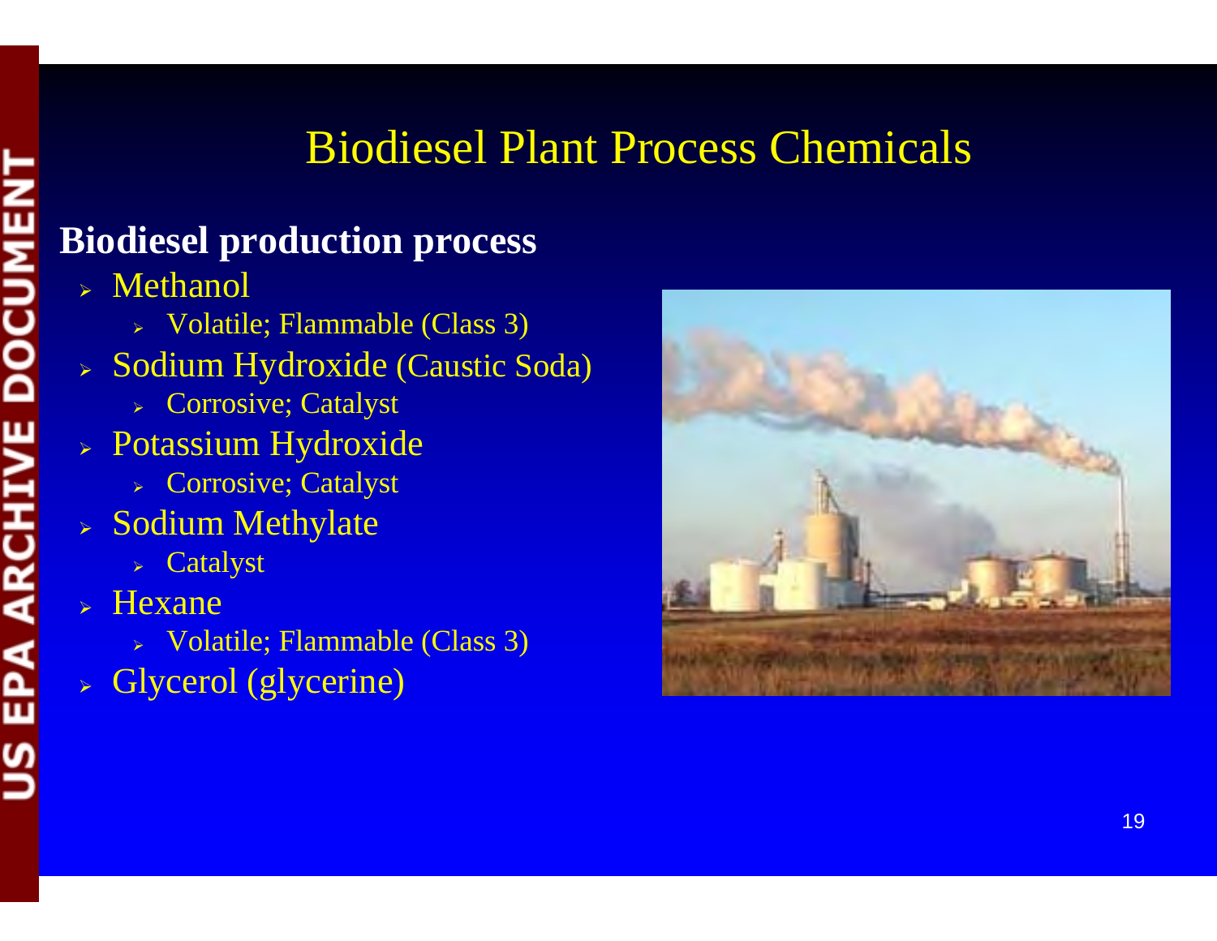# Biodiesel Plant Process Chemicals

**Biodiesel production process**

- Methanol
  - Volatile; Flammable (Class 3)
- Sodium Hydroxide (Caustic Soda)
  - Corrosive; Catalyst
- Potassium Hydroxide
  - Corrosive; Catalyst
- Sodium Methylate
  - Catalyst
- Hexane
  - Volatile; Flammable (Class 3)
- Glycerol (glycerine)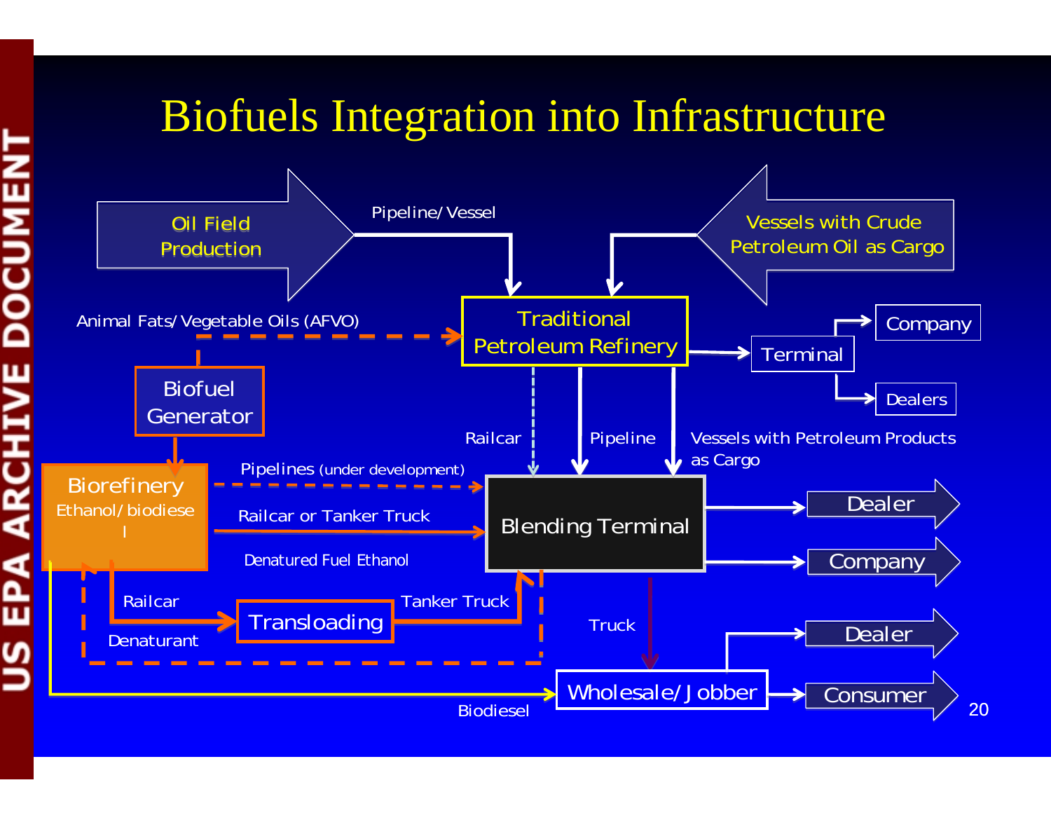# Biofuels Integration into Infrastructure

Oil Field Production

Pipeline/ Vessel

Vessels with Crude Petroleum Oil as Cargo

Animal Fats/ Vegetable Oils (AFVO)

Traditional Petroleum Refinery

Terminal

Company

Dealers

Biofuel Generator

Railcar

Pipeline

Vessels with Petroleum Products as Cargo

Biorefinery Ethanol/ biodiesel

Pipelines (under development)

Railcar or Tanker Truck

Denatured Fuel Ethanol

Blending Terminal

Dealer

Company

Railcar

Transloading

Tanker Truck

Truck

Denaturant

Dealer

Wholesale/ Jobber

Consumer

Biodiesel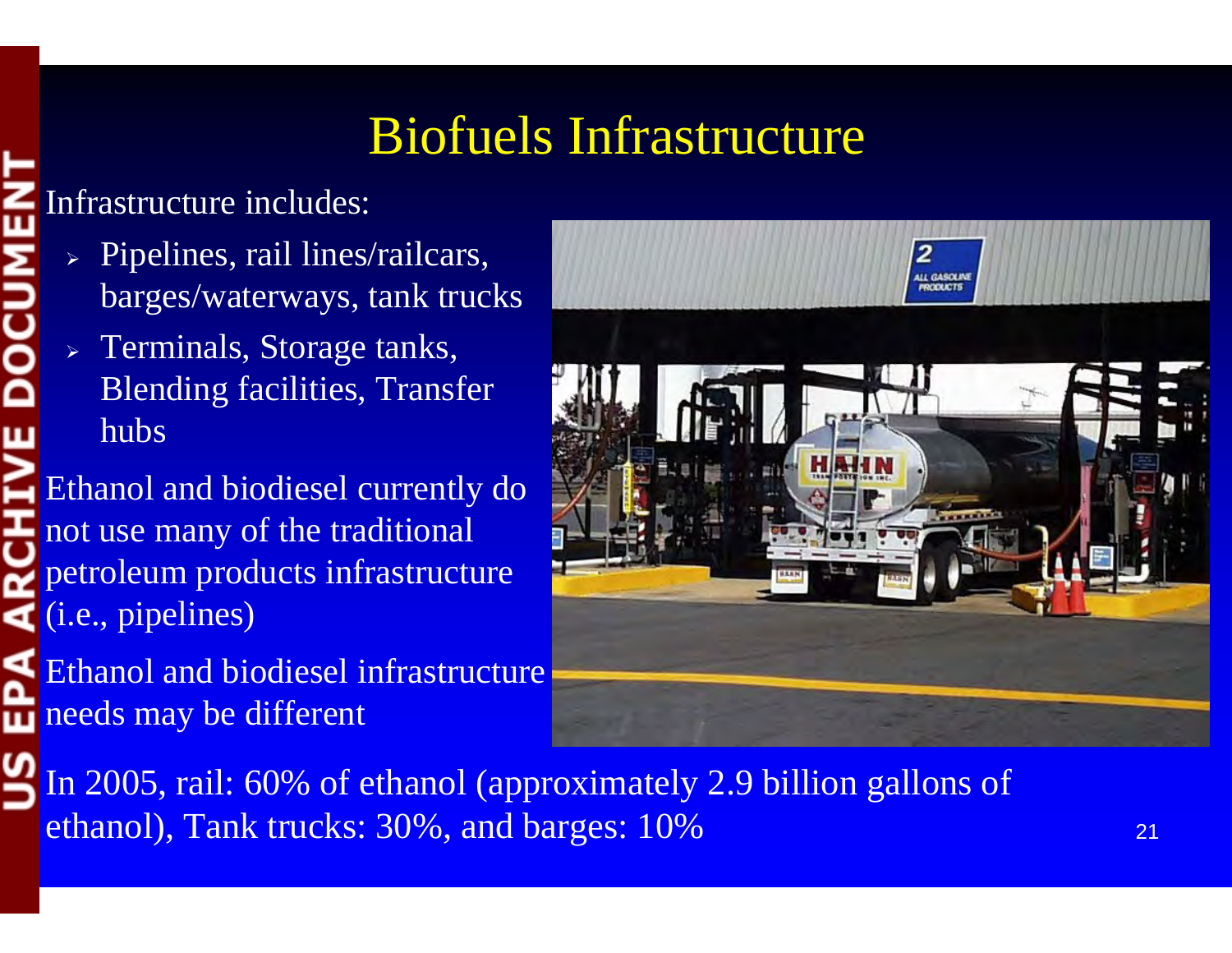# Biofuels Infrastructure

Infrastructure includes:

- Pipelines, rail lines/railcars, barges/waterways, tank trucks
- Terminals, Storage tanks, Blending facilities, Transfer hubs

Ethanol and biodiesel currently do not use many of the traditional petroleum products infrastructure (i.e., pipelines)

Ethanol and biodiesel infrastructure needs may be different

In 2005, rail: 60% of ethanol (approximately 2.9 billion gallons of ethanol), Tank trucks: 30%, and barges: 10%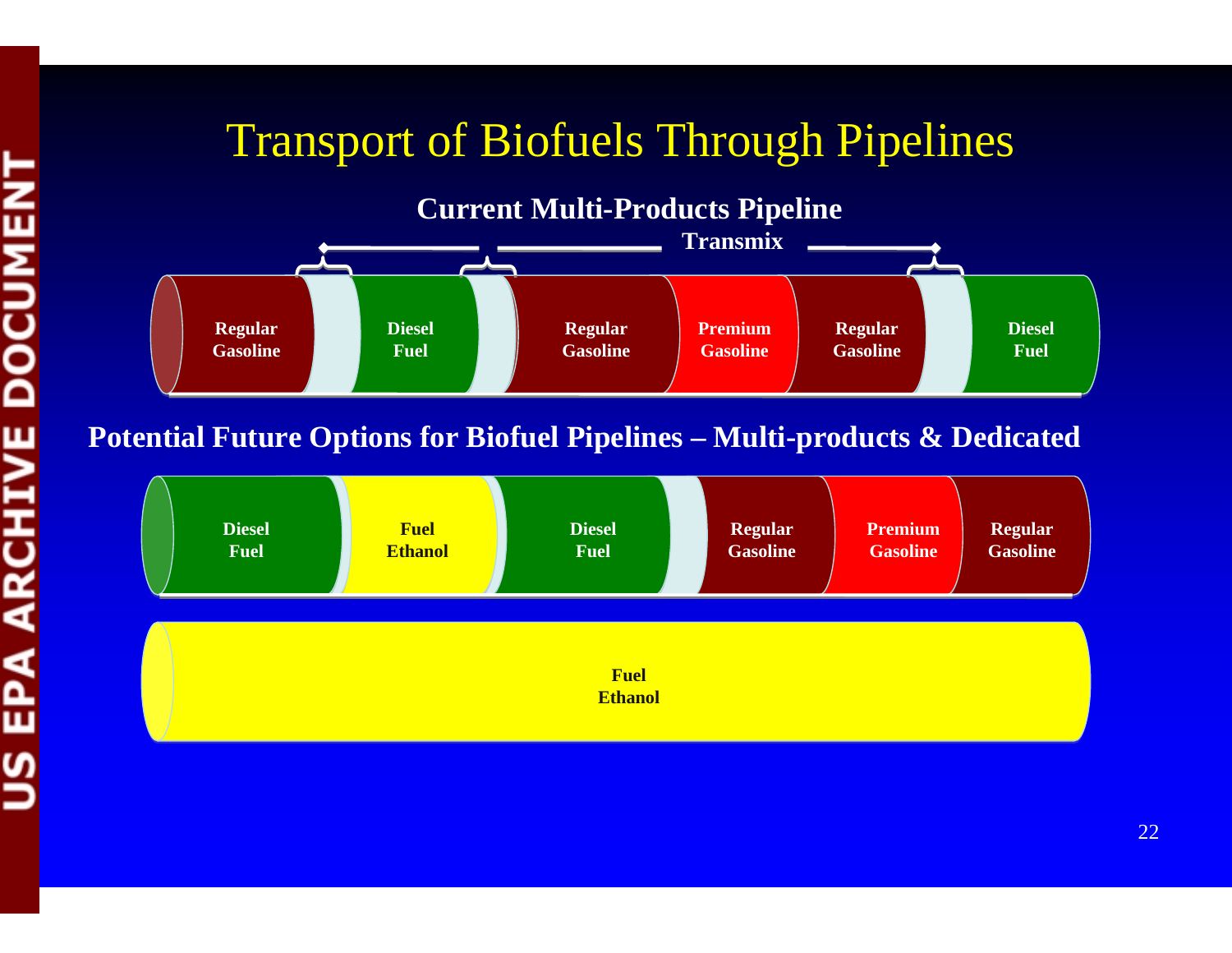# Transport of Biofuels Through Pipelines

**Current Multi-Products Pipeline**

Transmix

Regular Gasoline | Diesel Fuel | Regular Gasoline | Premium Gasoline | Regular Gasoline | Diesel Fuel

**Potential Future Options for Biofuel Pipelines – Multi-products & Dedicated**

Diesel Fuel | Fuel Ethanol | Diesel Fuel | Regular Gasoline | Premium Gasoline | Regular Gasoline

Fuel Ethanol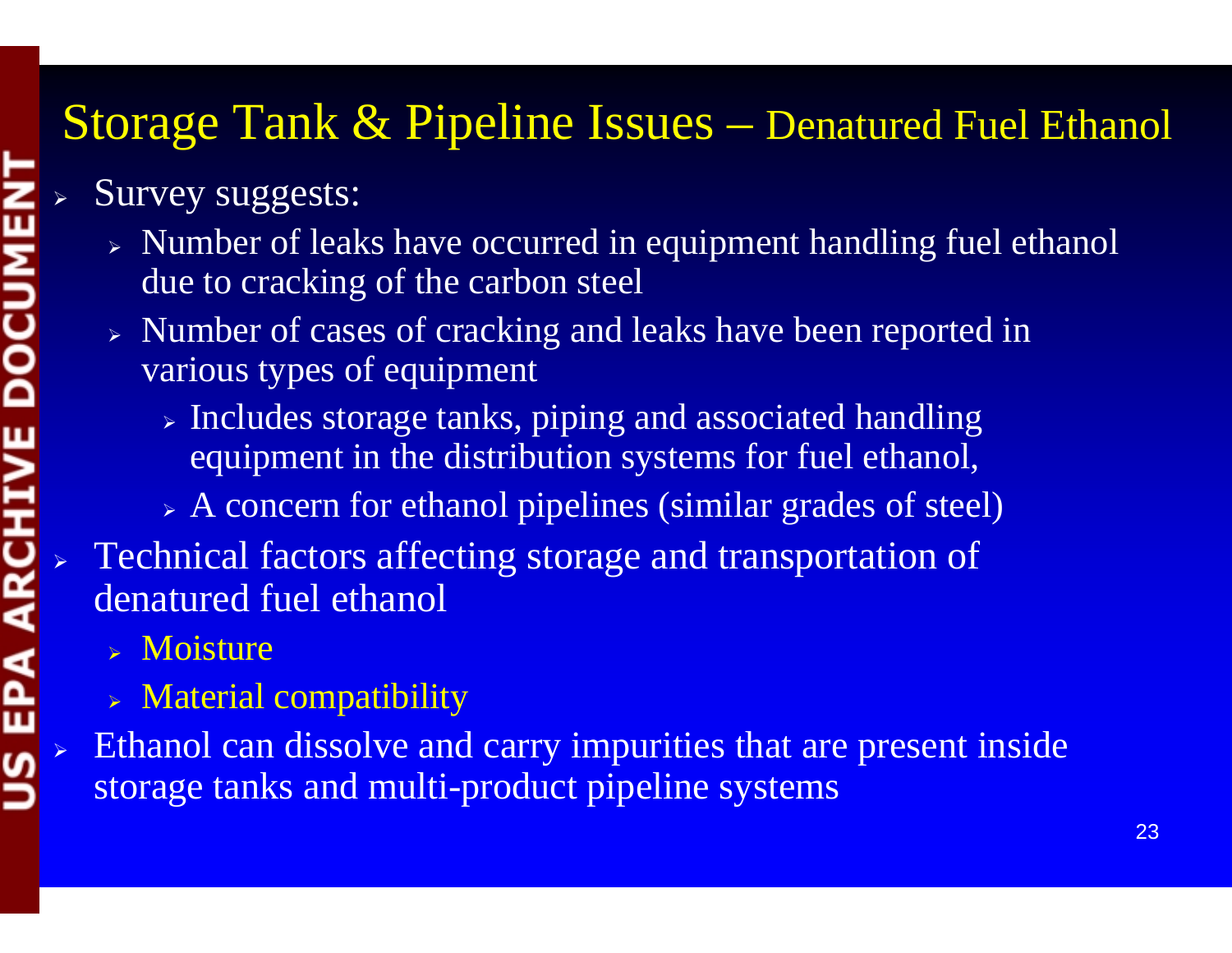## Storage Tank & Pipeline Issues – Denatured Fuel Ethanol

- Survey suggests:
  - Number of leaks have occurred in equipment handling fuel ethanol due to cracking of the carbon steel
  - Number of cases of cracking and leaks have been reported in various types of equipment
    - Includes storage tanks, piping and associated handling equipment in the distribution systems for fuel ethanol,
    - A concern for ethanol pipelines (similar grades of steel)
- Technical factors affecting storage and transportation of denatured fuel ethanol
  - Moisture
  - Material compatibility
- Ethanol can dissolve and carry impurities that are present inside storage tanks and multi-product pipeline systems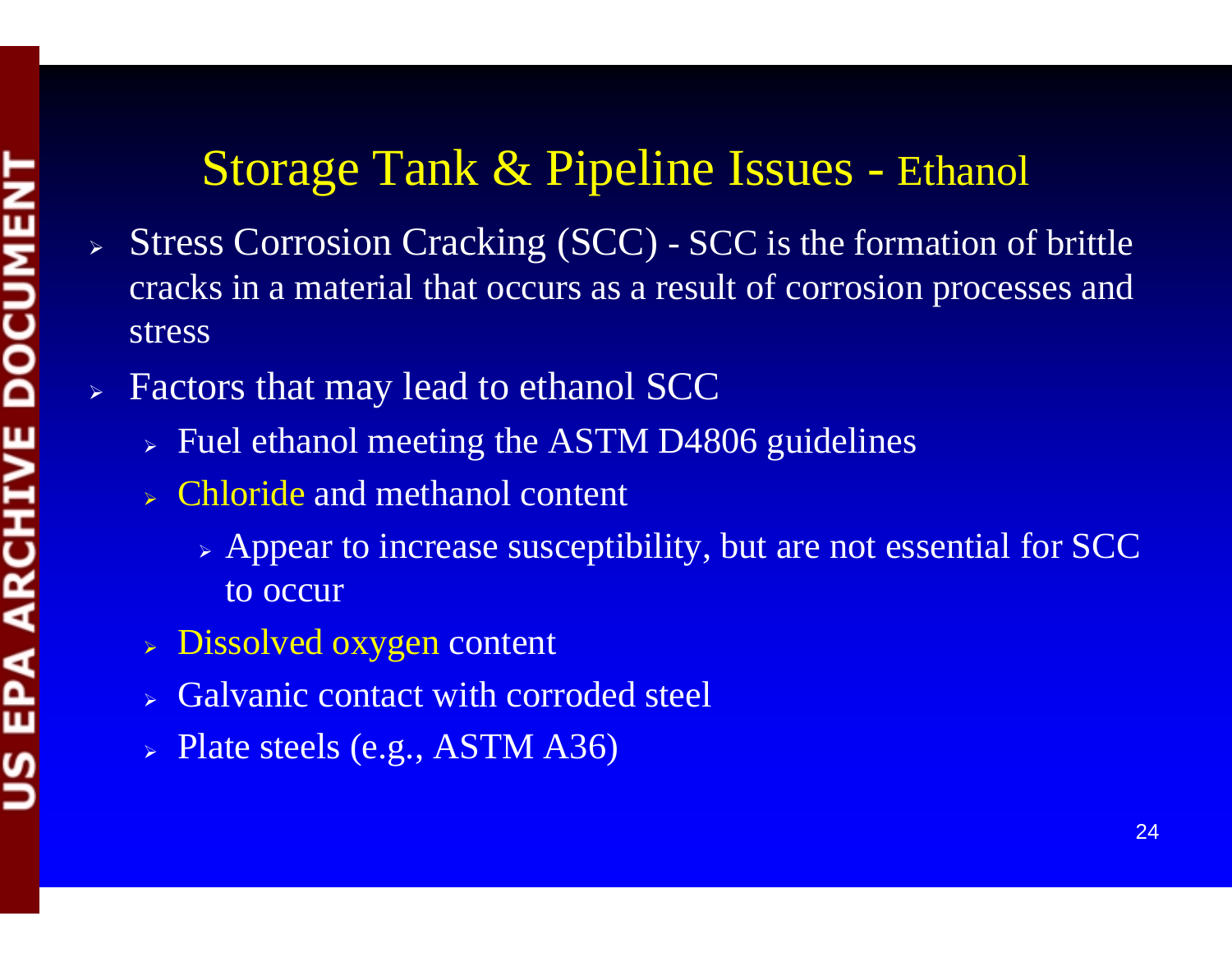# Storage Tank & Pipeline Issues - Ethanol

- Stress Corrosion Cracking (SCC) - SCC is the formation of brittle cracks in a material that occurs as a result of corrosion processes and stress
- Factors that may lead to ethanol SCC
  - Fuel ethanol meeting the ASTM D4806 guidelines
  - Chloride and methanol content
    - Appear to increase susceptibility, but are not essential for SCC to occur
  - Dissolved oxygen content
  - Galvanic contact with corroded steel
  - Plate steels (e.g., ASTM A36)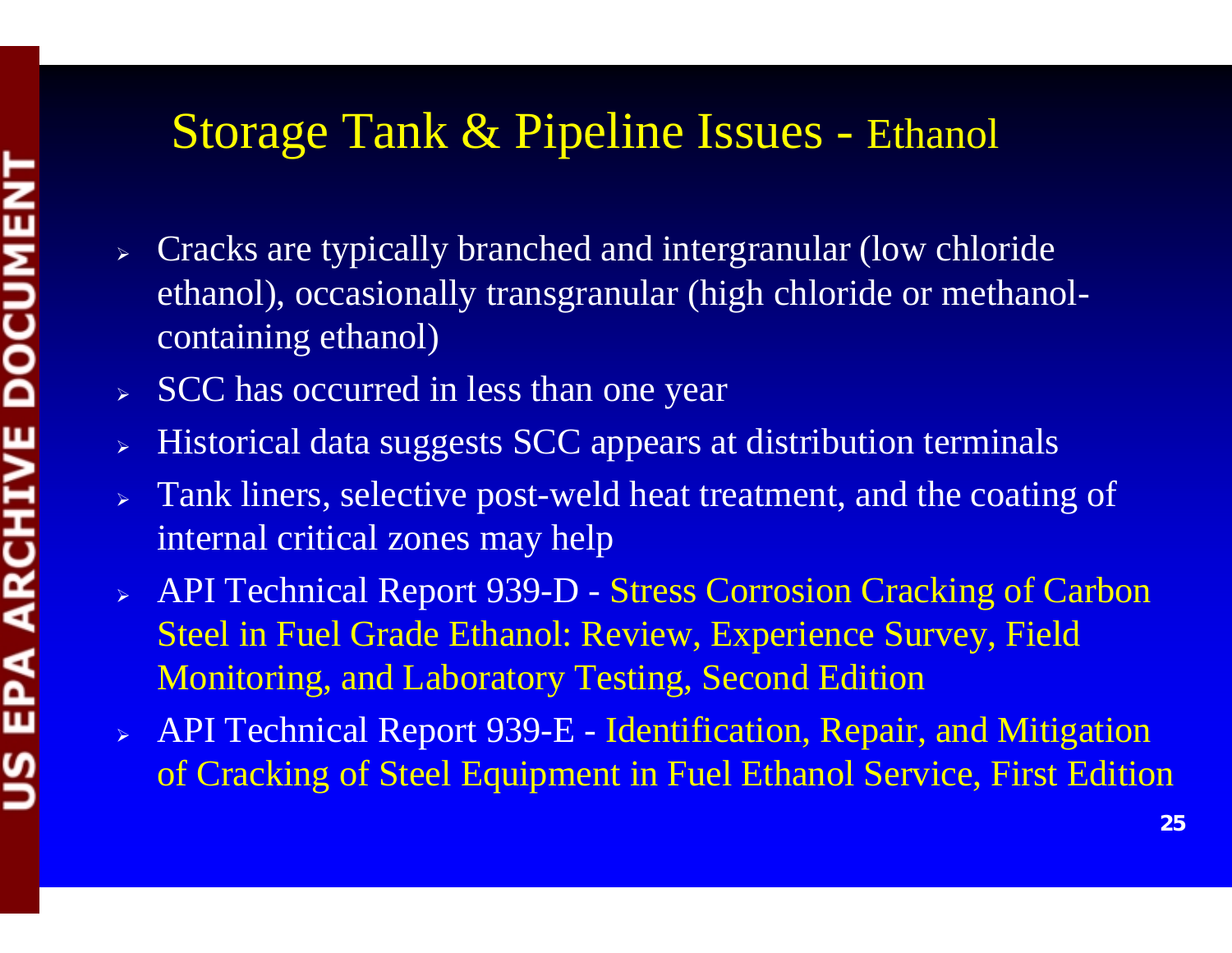# Storage Tank & Pipeline Issues - Ethanol

- Cracks are typically branched and intergranular (low chloride ethanol), occasionally transgranular (high chloride or methanol-containing ethanol)
- SCC has occurred in less than one year
- Historical data suggests SCC appears at distribution terminals
- Tank liners, selective post-weld heat treatment, and the coating of internal critical zones may help
- API Technical Report 939-D - Stress Corrosion Cracking of Carbon Steel in Fuel Grade Ethanol: Review, Experience Survey, Field Monitoring, and Laboratory Testing, Second Edition
- API Technical Report 939-E - Identification, Repair, and Mitigation of Cracking of Steel Equipment in Fuel Ethanol Service, First Edition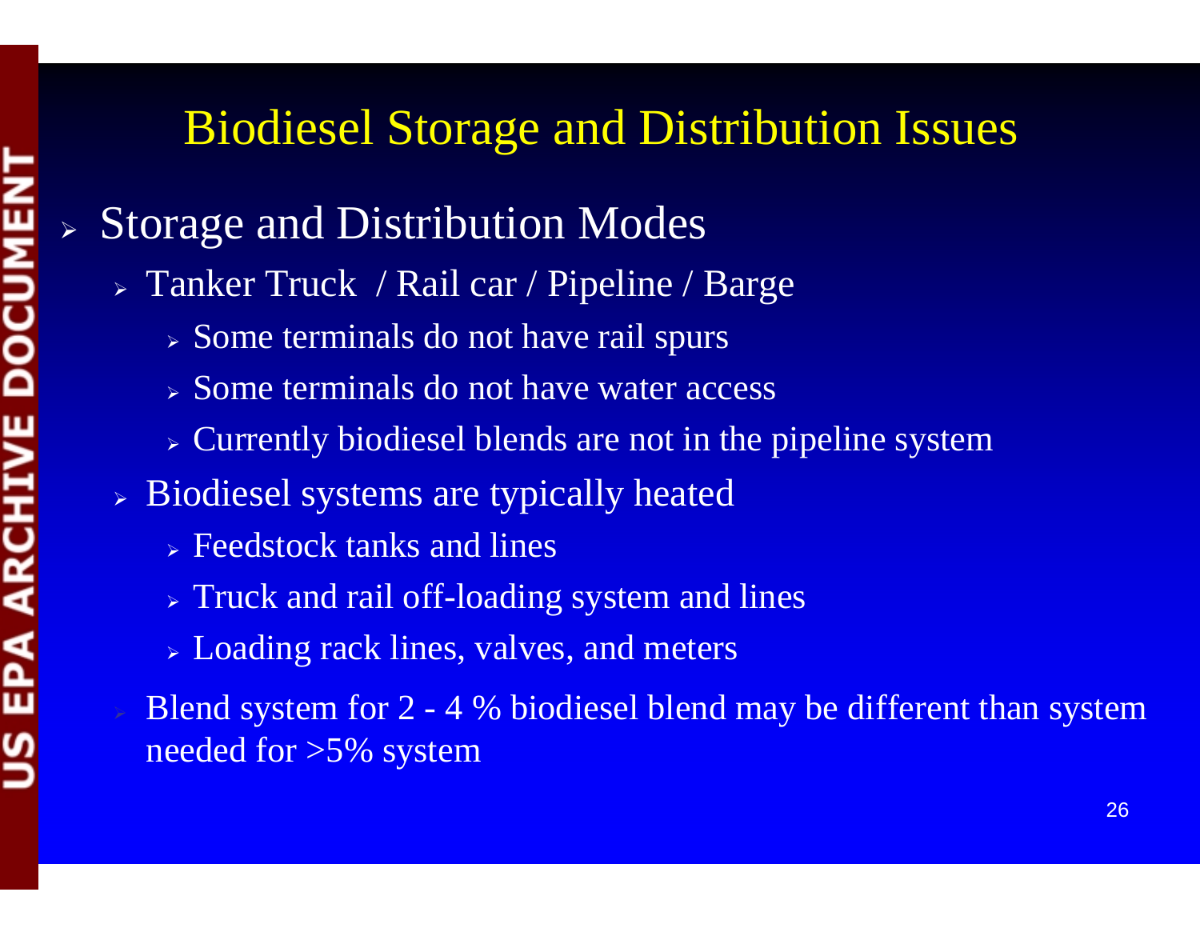# Biodiesel Storage and Distribution Issues

- Storage and Distribution Modes
  - Tanker Truck / Rail car / Pipeline / Barge
    - Some terminals do not have rail spurs
    - Some terminals do not have water access
    - Currently biodiesel blends are not in the pipeline system
  - Biodiesel systems are typically heated
    - Feedstock tanks and lines
    - Truck and rail off-loading system and lines
    - Loading rack lines, valves, and meters
  - Blend system for 2 - 4 % biodiesel blend may be different than system needed for >5% system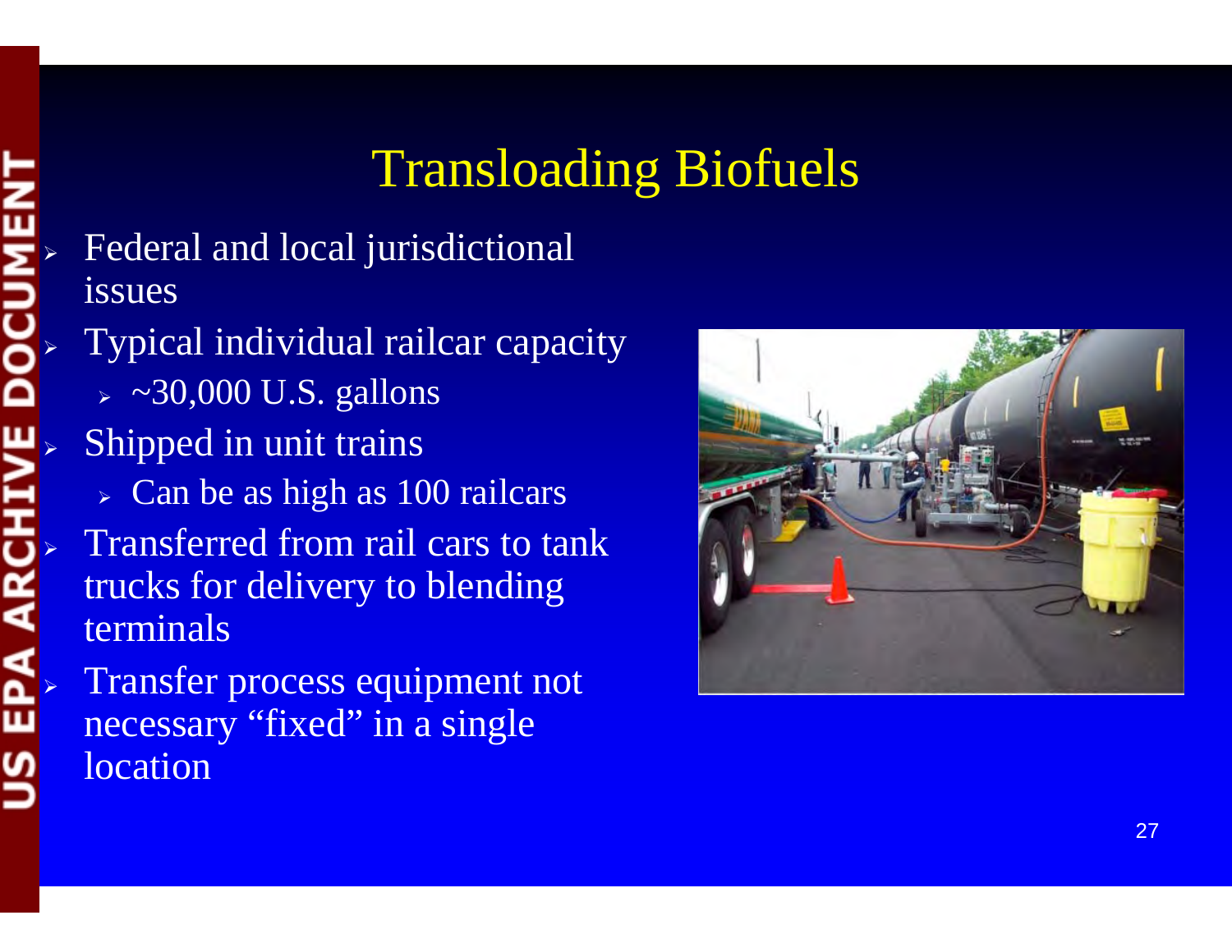# Transloading Biofuels

- Federal and local jurisdictional issues
- Typical individual railcar capacity
  - ~30,000 U.S. gallons
- Shipped in unit trains
  - Can be as high as 100 railcars
- Transferred from rail cars to tank trucks for delivery to blending terminals
- Transfer process equipment not necessary "fixed" in a single location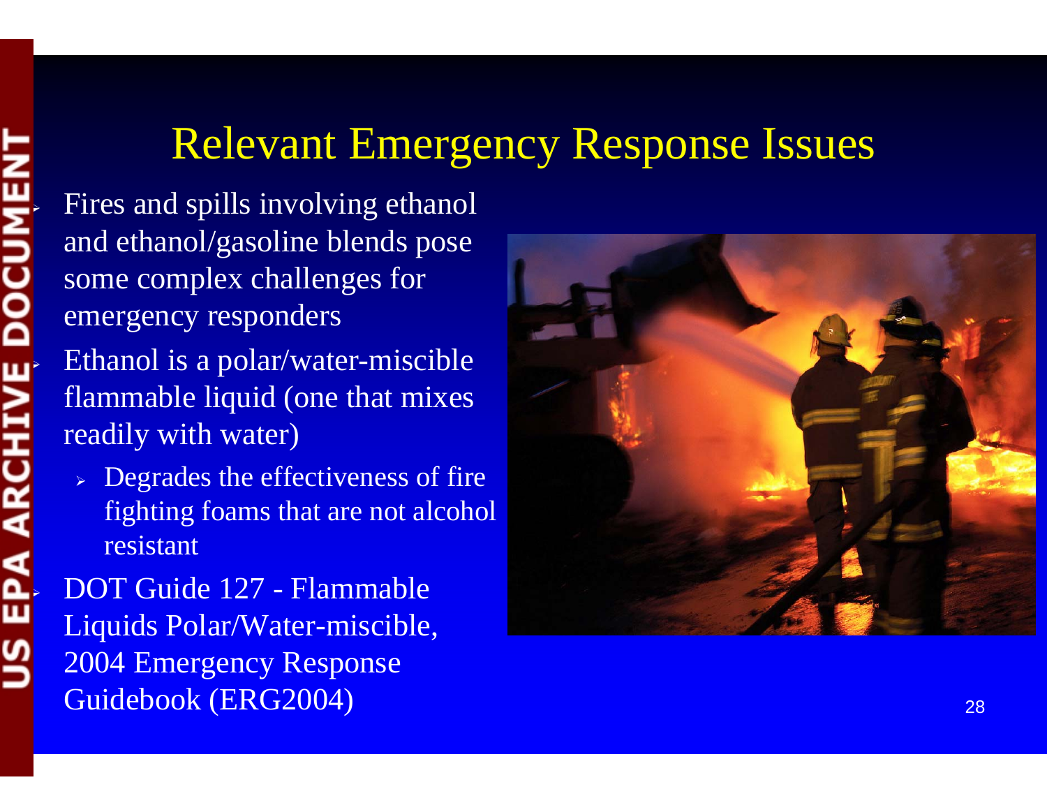# Relevant Emergency Response Issues

- Fires and spills involving ethanol and ethanol/gasoline blends pose some complex challenges for emergency responders
- Ethanol is a polar/water-miscible flammable liquid (one that mixes readily with water)
  - Degrades the effectiveness of fire fighting foams that are not alcohol resistant
- DOT Guide 127 - Flammable Liquids Polar/Water-miscible, 2004 Emergency Response Guidebook (ERG2004)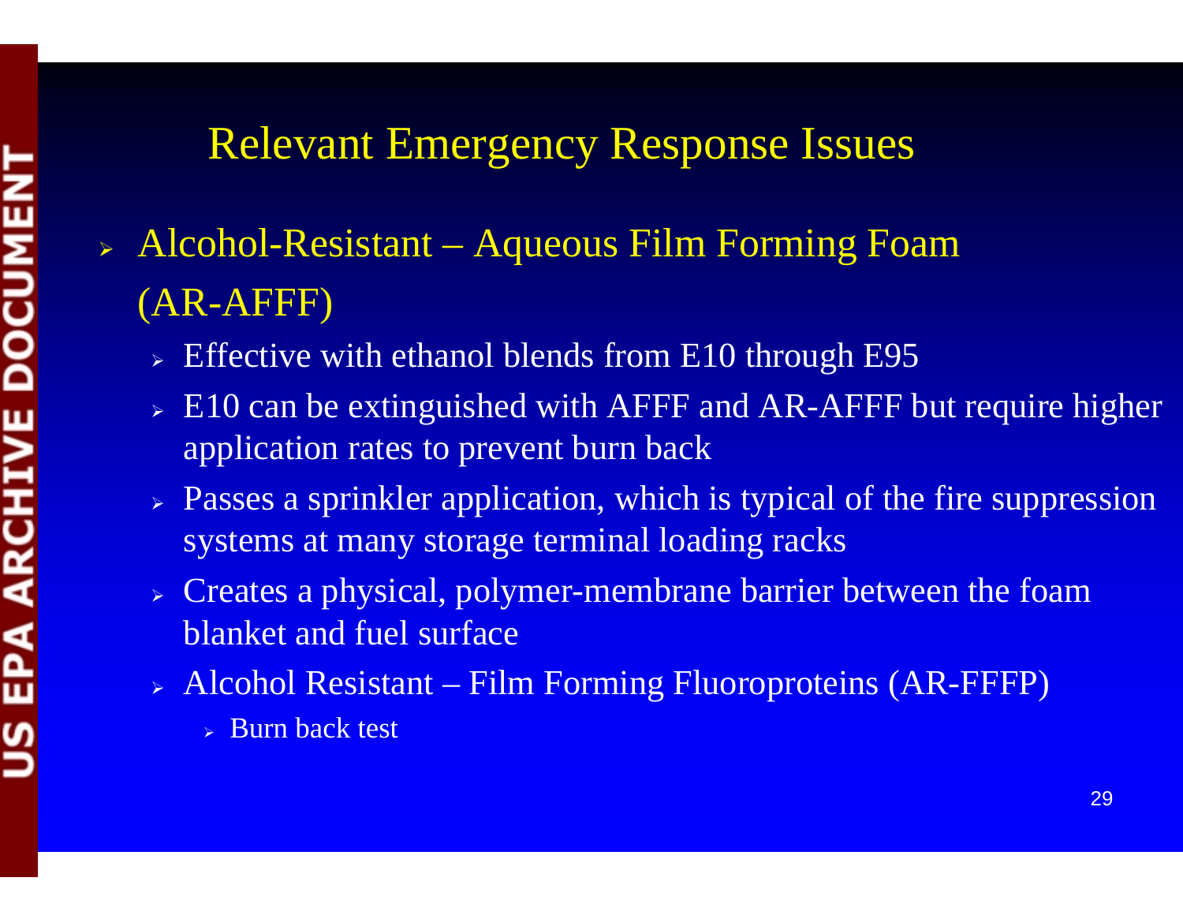# Relevant Emergency Response Issues

- Alcohol-Resistant – Aqueous Film Forming Foam (AR-AFFF)
  - Effective with ethanol blends from E10 through E95
  - E10 can be extinguished with AFFF and AR-AFFF but require higher application rates to prevent burn back
  - Passes a sprinkler application, which is typical of the fire suppression systems at many storage terminal loading racks
  - Creates a physical, polymer-membrane barrier between the foam blanket and fuel surface
  - Alcohol Resistant – Film Forming Fluoroproteins (AR-FFFP)
    - Burn back test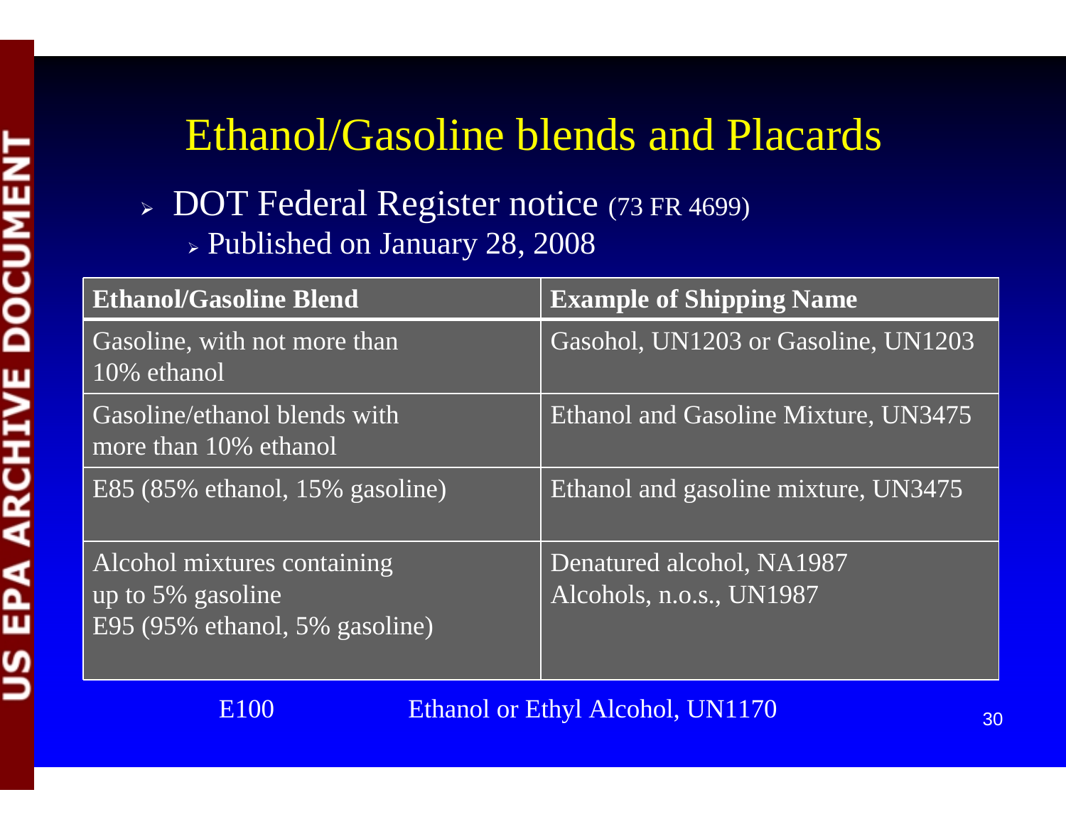# Ethanol/Gasoline blends and Placards

- DOT Federal Register notice (73 FR 4699)
  - Published on January 28, 2008

| Ethanol/Gasoline Blend | Example of Shipping Name |
|---|---|
| Gasoline, with not more than 10% ethanol | Gasohol, UN1203 or Gasoline, UN1203 |
| Gasoline/ethanol blends with more than 10% ethanol | Ethanol and Gasoline Mixture, UN3475 |
| E85 (85% ethanol, 15% gasoline) | Ethanol and gasoline mixture, UN3475 |
| Alcohol mixtures containing up to 5% gasoline<br>E95 (95% ethanol, 5% gasoline) | Denatured alcohol, NA1987<br>Alcohols, n.o.s., UN1987 |
| E100 | Ethanol or Ethyl Alcohol, UN1170 |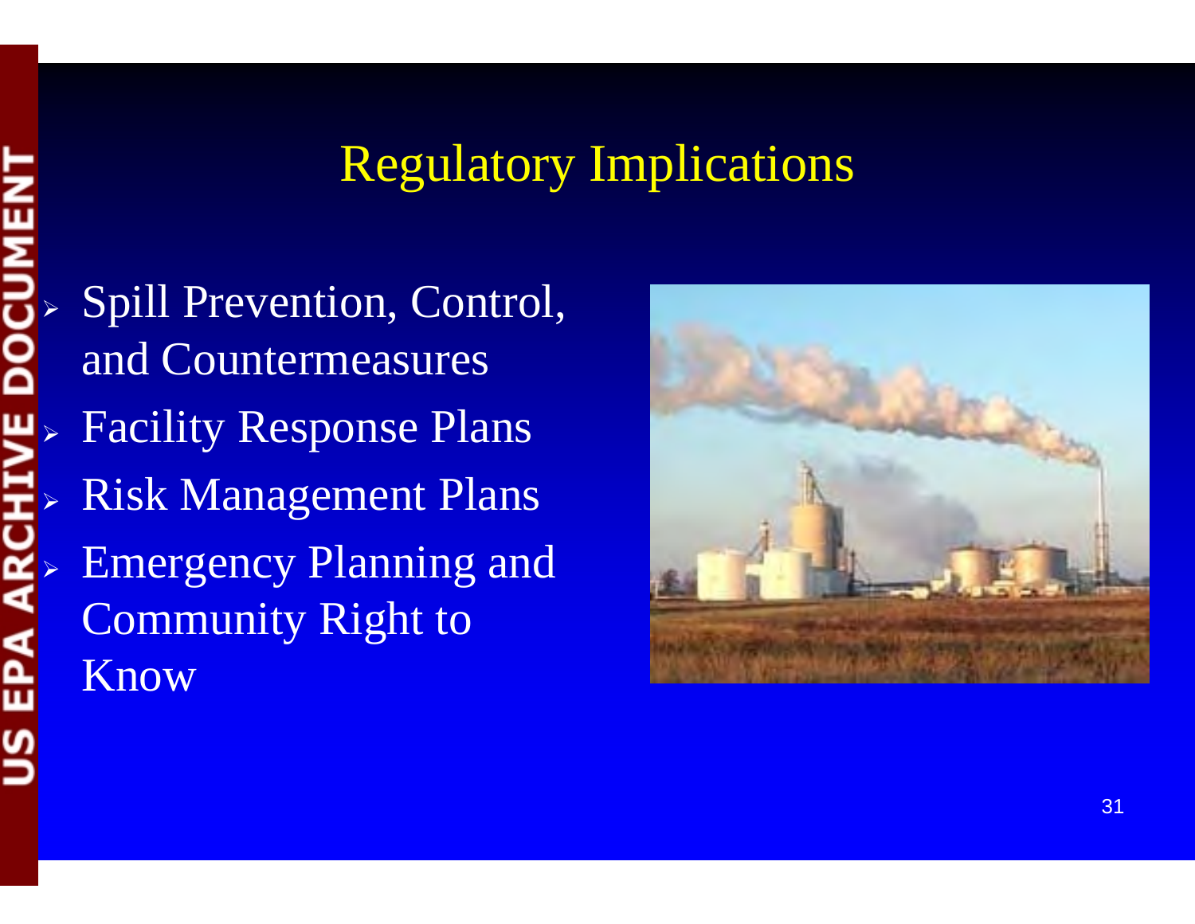# Regulatory Implications

- Spill Prevention, Control, and Countermeasures
- Facility Response Plans
- Risk Management Plans
- Emergency Planning and Community Right to Know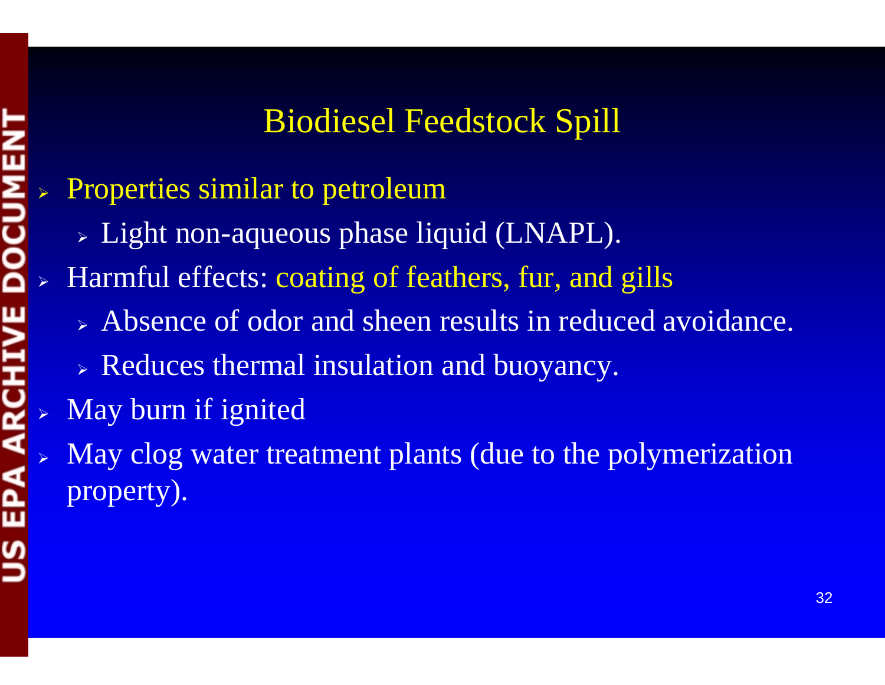# Biodiesel Feedstock Spill

- Properties similar to petroleum
  - Light non-aqueous phase liquid (LNAPL).
- Harmful effects: coating of feathers, fur, and gills
  - Absence of odor and sheen results in reduced avoidance.
  - Reduces thermal insulation and buoyancy.
- May burn if ignited
- May clog water treatment plants (due to the polymerization property).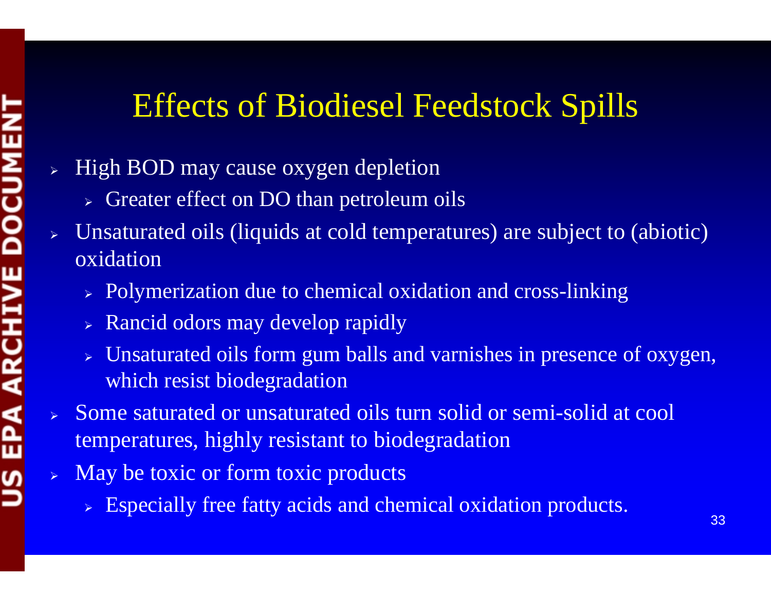# Effects of Biodiesel Feedstock Spills

- High BOD may cause oxygen depletion
  - Greater effect on DO than petroleum oils
- Unsaturated oils (liquids at cold temperatures) are subject to (abiotic) oxidation
  - Polymerization due to chemical oxidation and cross-linking
  - Rancid odors may develop rapidly
  - Unsaturated oils form gum balls and varnishes in presence of oxygen, which resist biodegradation
- Some saturated or unsaturated oils turn solid or semi-solid at cool temperatures, highly resistant to biodegradation
- May be toxic or form toxic products
  - Especially free fatty acids and chemical oxidation products.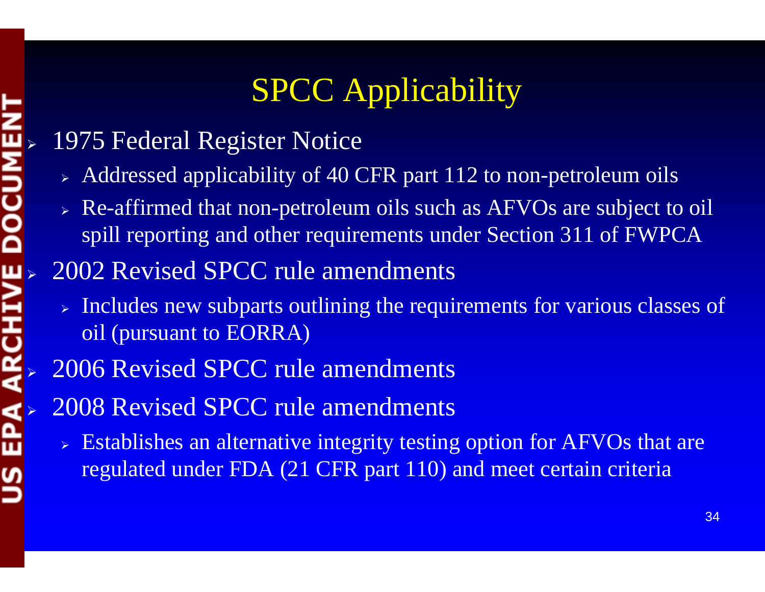# SPCC Applicability

- 1975 Federal Register Notice
  - Addressed applicability of 40 CFR part 112 to non-petroleum oils
  - Re-affirmed that non-petroleum oils such as AFVOs are subject to oil spill reporting and other requirements under Section 311 of FWPCA
- 2002 Revised SPCC rule amendments
  - Includes new subparts outlining the requirements for various classes of oil (pursuant to EORRA)
- 2006 Revised SPCC rule amendments
- 2008 Revised SPCC rule amendments
  - Establishes an alternative integrity testing option for AFVOs that are regulated under FDA (21 CFR part 110) and meet certain criteria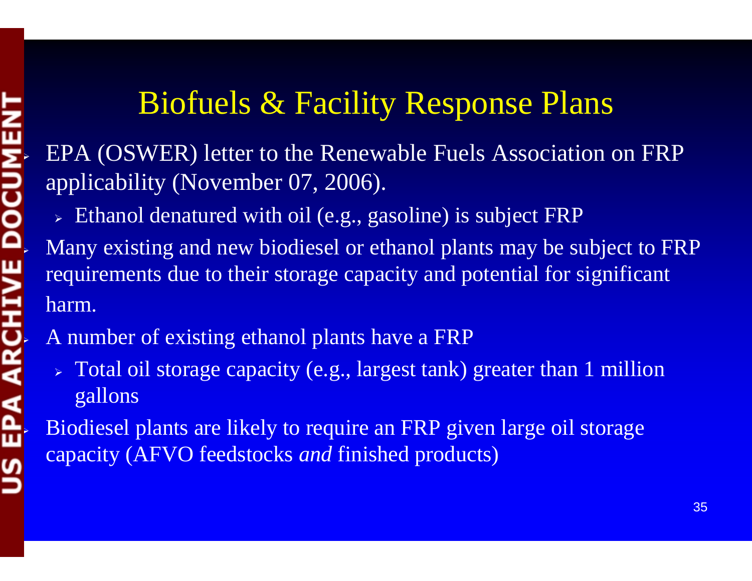# Biofuels & Facility Response Plans

- EPA (OSWER) letter to the Renewable Fuels Association on FRP applicability (November 07, 2006).
  - Ethanol denatured with oil (e.g., gasoline) is subject FRP
- Many existing and new biodiesel or ethanol plants may be subject to FRP requirements due to their storage capacity and potential for significant harm.
- A number of existing ethanol plants have a FRP
  - Total oil storage capacity (e.g., largest tank) greater than 1 million gallons
- Biodiesel plants are likely to require an FRP given large oil storage capacity (AFVO feedstocks *and* finished products)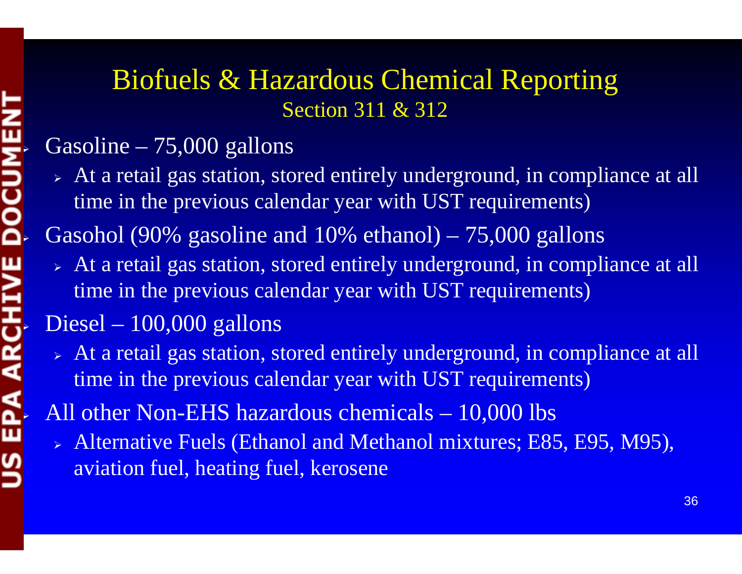# Biofuels & Hazardous Chemical Reporting

## Section 311 & 312

- Gasoline – 75,000 gallons
  - At a retail gas station, stored entirely underground, in compliance at all time in the previous calendar year with UST requirements)
- Gasohol (90% gasoline and 10% ethanol) – 75,000 gallons
  - At a retail gas station, stored entirely underground, in compliance at all time in the previous calendar year with UST requirements)
- Diesel – 100,000 gallons
  - At a retail gas station, stored entirely underground, in compliance at all time in the previous calendar year with UST requirements)
- All other Non-EHS hazardous chemicals – 10,000 lbs
  - Alternative Fuels (Ethanol and Methanol mixtures; E85, E95, M95), aviation fuel, heating fuel, kerosene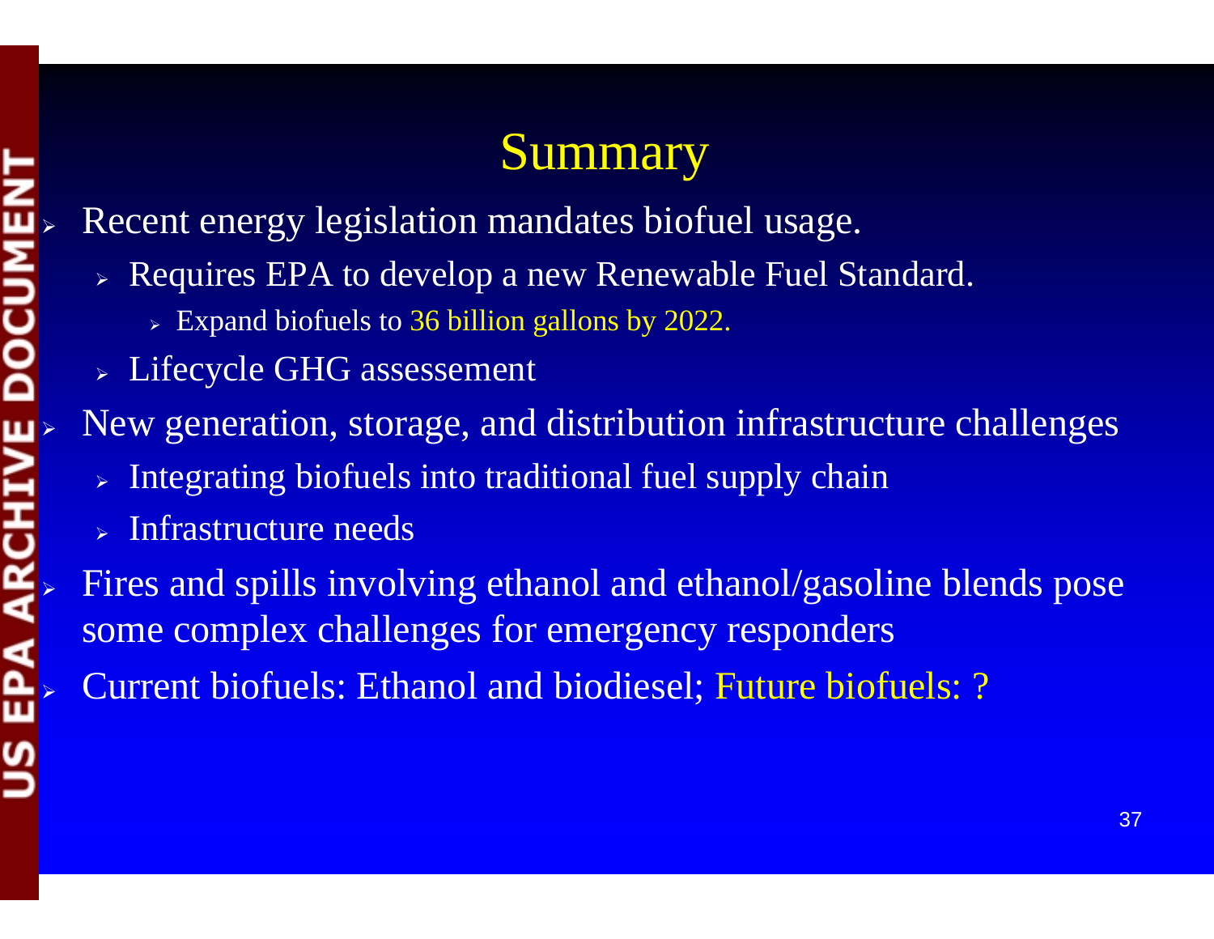# Summary

- Recent energy legislation mandates biofuel usage.
  - Requires EPA to develop a new Renewable Fuel Standard.
    - Expand biofuels to 36 billion gallons by 2022.
  - Lifecycle GHG assessement
- New generation, storage, and distribution infrastructure challenges
  - Integrating biofuels into traditional fuel supply chain
  - Infrastructure needs
- Fires and spills involving ethanol and ethanol/gasoline blends pose some complex challenges for emergency responders
- Current biofuels: Ethanol and biodiesel; Future biofuels: ?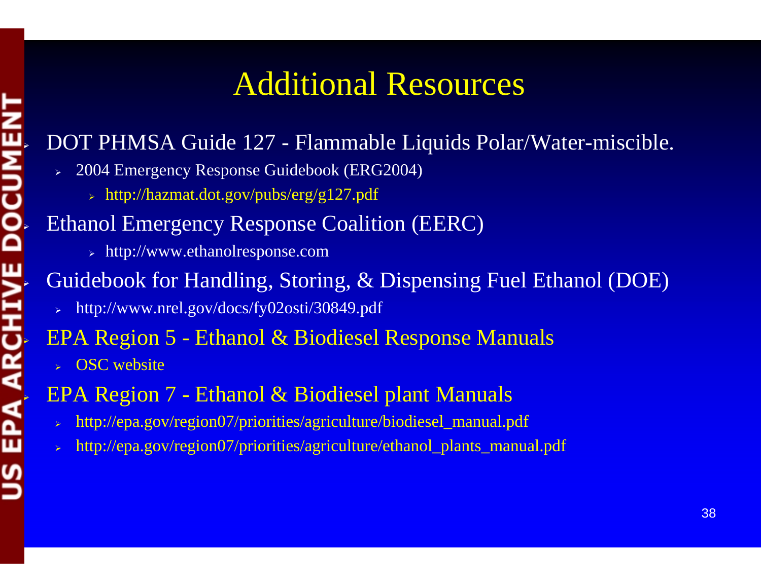# Additional Resources

- DOT PHMSA Guide 127 - Flammable Liquids Polar/Water-miscible.
  - 2004 Emergency Response Guidebook (ERG2004)
    - http://hazmat.dot.gov/pubs/erg/g127.pdf
- Ethanol Emergency Response Coalition (EERC)
    - http://www.ethanolresponse.com
- Guidebook for Handling, Storing, & Dispensing Fuel Ethanol (DOE)
  - http://www.nrel.gov/docs/fy02osti/30849.pdf
- EPA Region 5 - Ethanol & Biodiesel Response Manuals
  - OSC website
- EPA Region 7 - Ethanol & Biodiesel plant Manuals
  - http://epa.gov/region07/priorities/agriculture/biodiesel_manual.pdf
  - http://epa.gov/region07/priorities/agriculture/ethanol_plants_manual.pdf